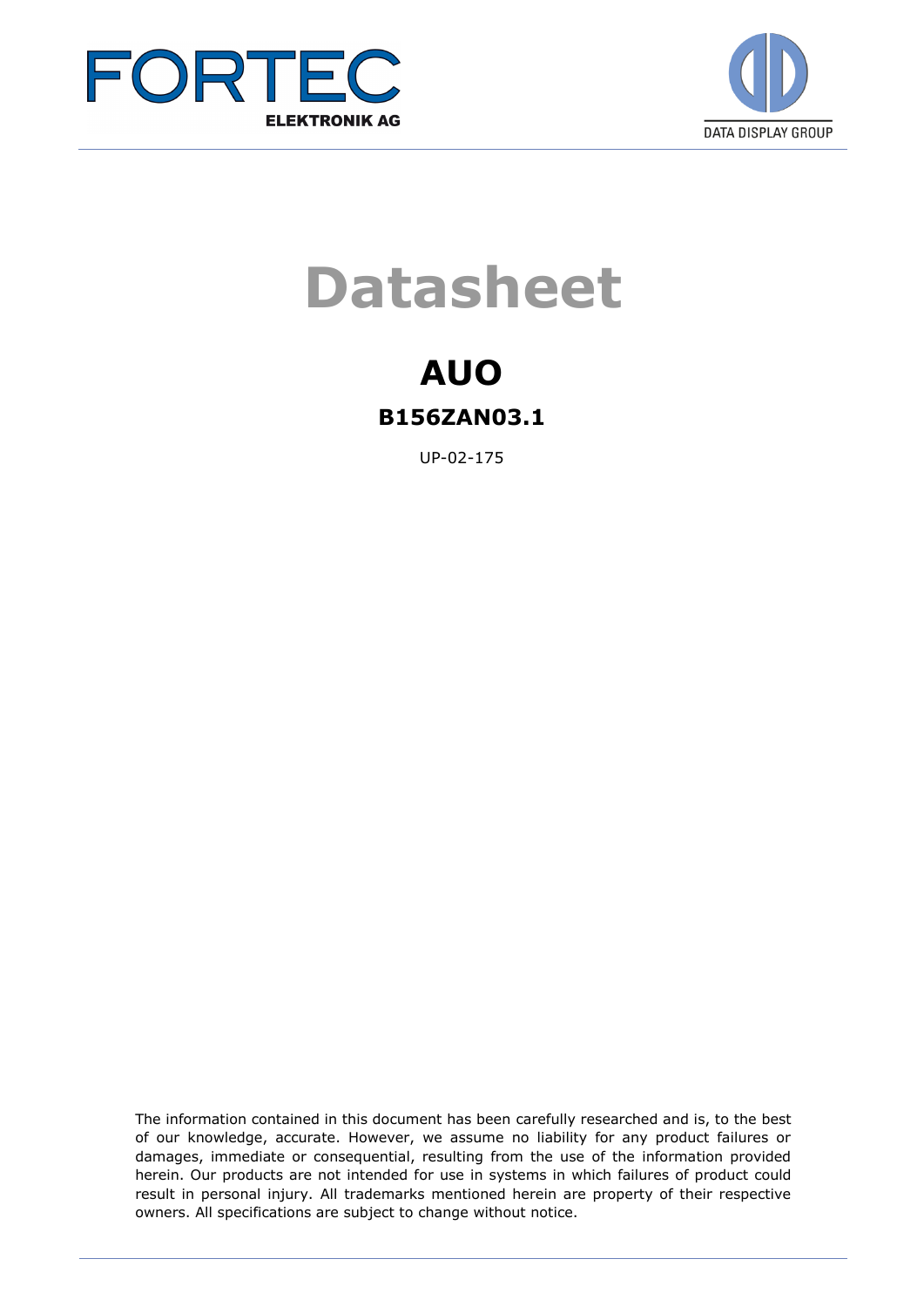FORTEC

ELEKTRONIK AG

DATA DISPLAY GROUP

# Datasheet

## AUO

### B156ZAN03.1

UP-02-175

The information contained in this document has been carefully researched and is, to the best of our knowledge, accurate. However, we assume no liability for any product failures or damages, immediate or consequential, resulting from the use of the information provided herein. Our products are not intended for use in systems in which failures of product could result in personal injury. All trademarks mentioned herein are property of their respective owners. All specifications are subject to change without notice.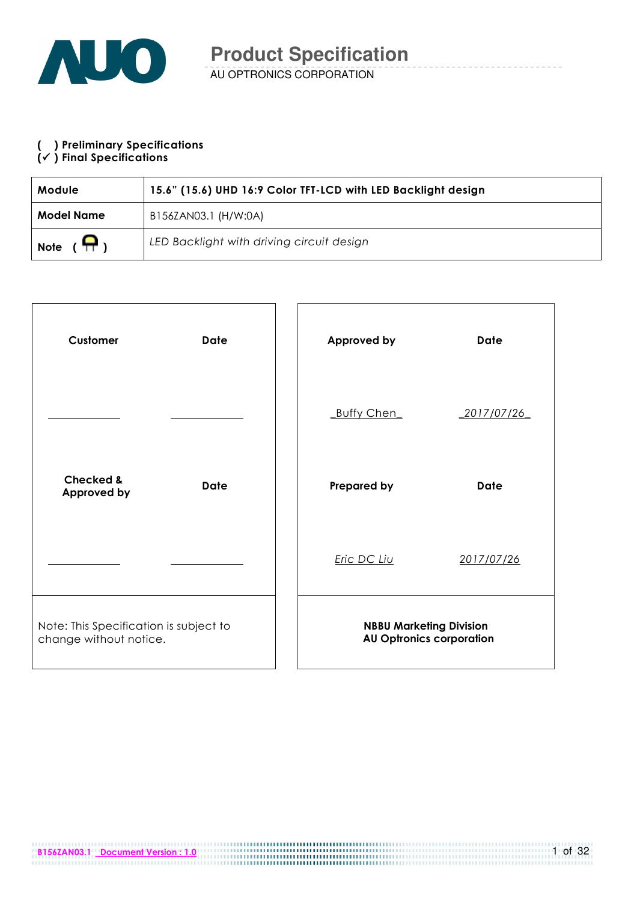# Product Specification

AU OPTRONICS CORPORATION

( ) **Preliminary Specifications**
(✓) **Final Specifications**

| **Module** | **15.6" (15.6) UHD 16:9 Color TFT-LCD with LED Backlight design** |
|---|---|
| **Model Name** | B156ZAN03.1 (H/W:0A) |
| **Note** | *LED Backlight with driving circuit design* |

| **Customer** | **Date** |
|---|---|
| ___________ | ___________ |
| **Checked & Approved by** | **Date** |
| ___________ | ___________ |
| Note: This Specification is subject to change without notice. | |

| **Approved by** | **Date** |
|---|---|
| _Buffy Chen_ | _2017/07/26_ |
| **Prepared by** | **Date** |
| *Eric DC Liu* | *2017/07/26* |
| **NBBU Marketing Division**<br>**AU Optronics corporation** | |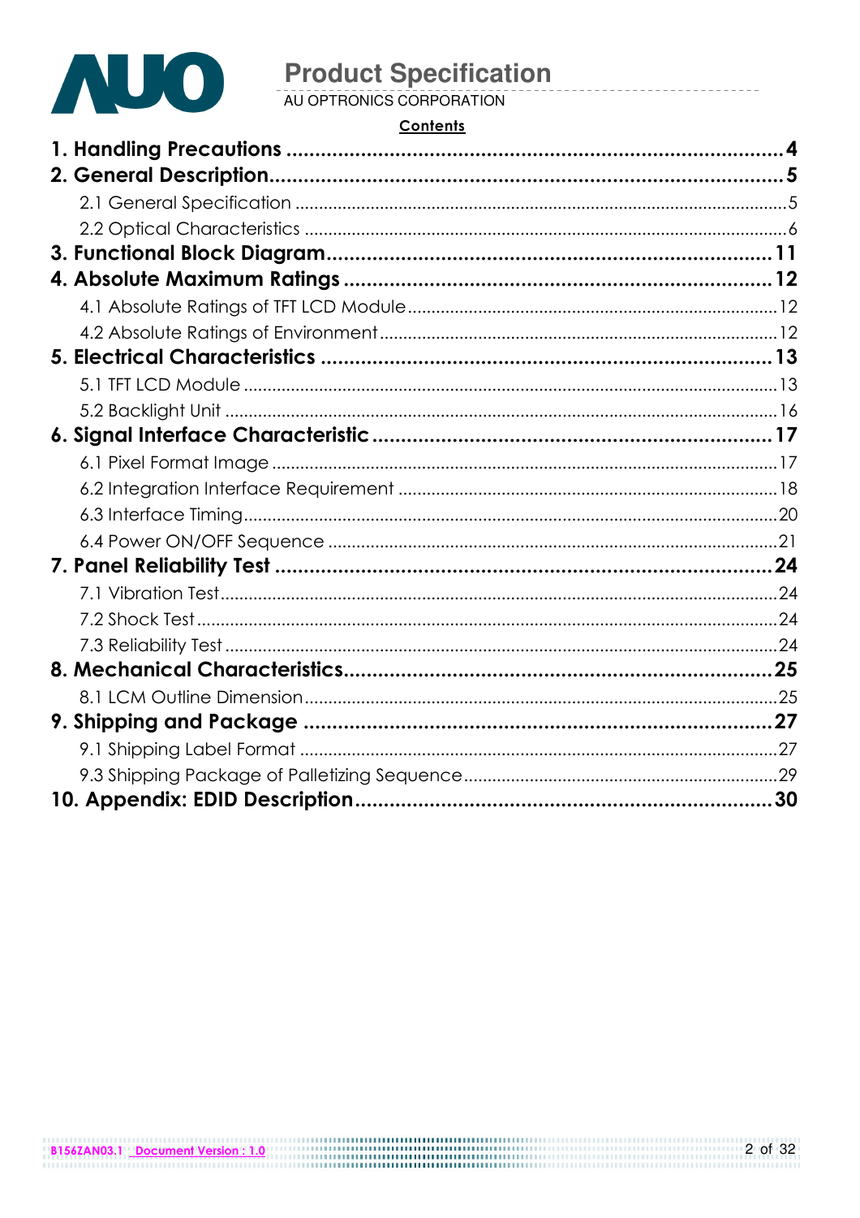**Contents**

**1. Handling Precautions ........................................................................ 4**

**2. General Description............................................................................ 5**

2.1 General Specification ........................................................................ 5

2.2 Optical Characteristics ...................................................................... 6

**3. Functional Block Diagram................................................................ 11**

**4. Absolute Maximum Ratings ............................................................ 12**

4.1 Absolute Ratings of TFT LCD Module ............................................. 12

4.2 Absolute Ratings of Environment .................................................... 12

**5. Electrical Characteristics ................................................................ 13**

5.1 TFT LCD Module .............................................................................. 13

5.2 Backlight Unit ................................................................................... 16

**6. Signal Interface Characteristic ....................................................... 17**

6.1 Pixel Format Image .......................................................................... 17

6.2 Integration Interface Requirement ................................................... 18

6.3 Interface Timing ................................................................................ 20

6.4 Power ON/OFF Sequence ............................................................... 21

**7. Panel Reliability Test ....................................................................... 24**

7.1 Vibration Test .................................................................................... 24

7.2 Shock Test ......................................................................................... 24

7.3 Reliability Test .................................................................................. 24

**8. Mechanical Characteristics............................................................. 25**

8.1 LCM Outline Dimension ................................................................... 25

**9. Shipping and Package ..................................................................... 27**

9.1 Shipping Label Format ..................................................................... 27

9.3 Shipping Package of Palletizing Sequence .................................... 29

**10. Appendix: EDID Description.......................................................... 30**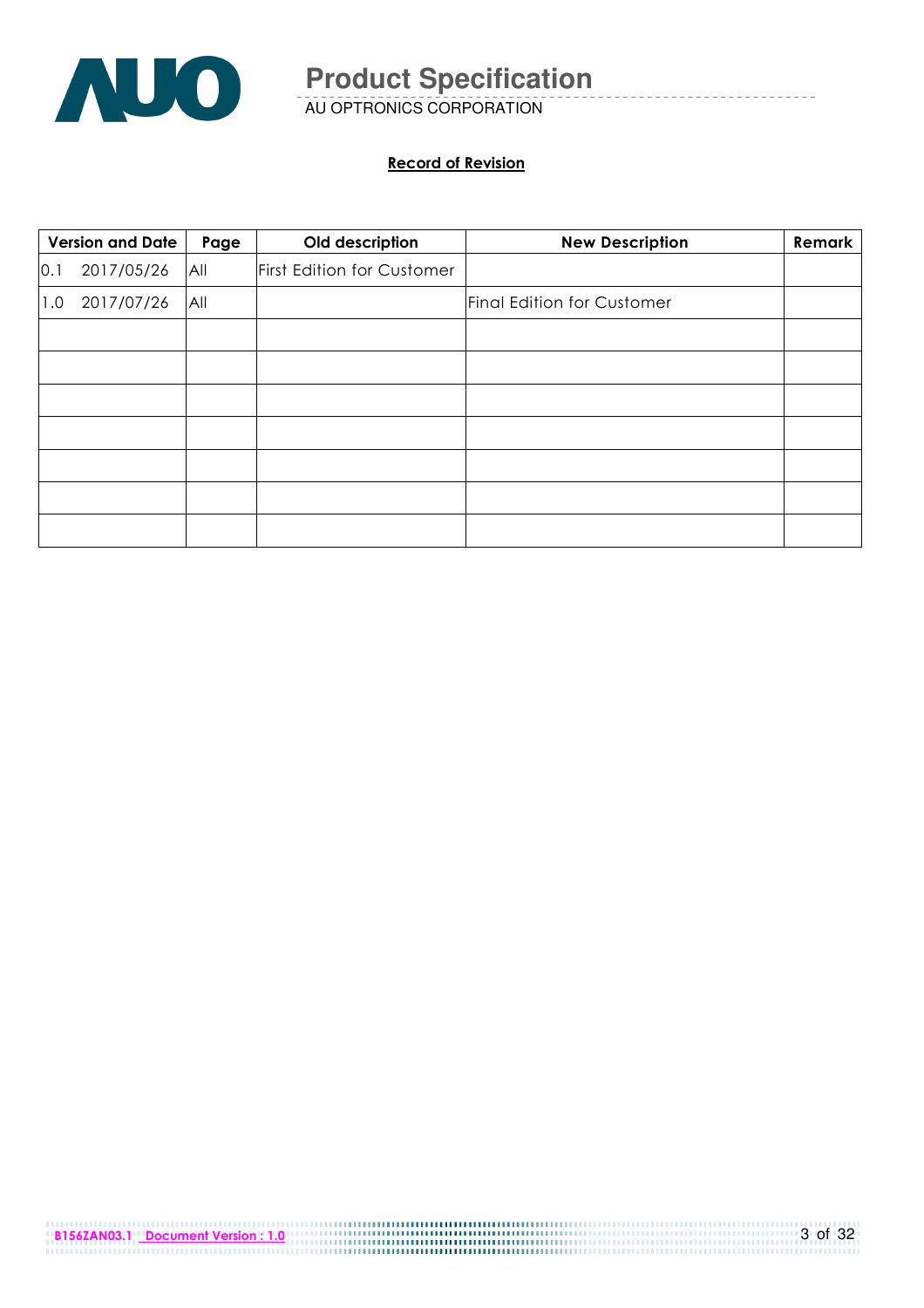**Record of Revision**

| Version and Date | Page | Old description | New Description | Remark |
|---|---|---|---|---|
| 0.1 2017/05/26 | All | First Edition for Customer | | |
| 1.0 2017/07/26 | All | | Final Edition for Customer | |
| | | | | |
| | | | | |
| | | | | |
| | | | | |
| | | | | |
| | | | | |
| | | | | |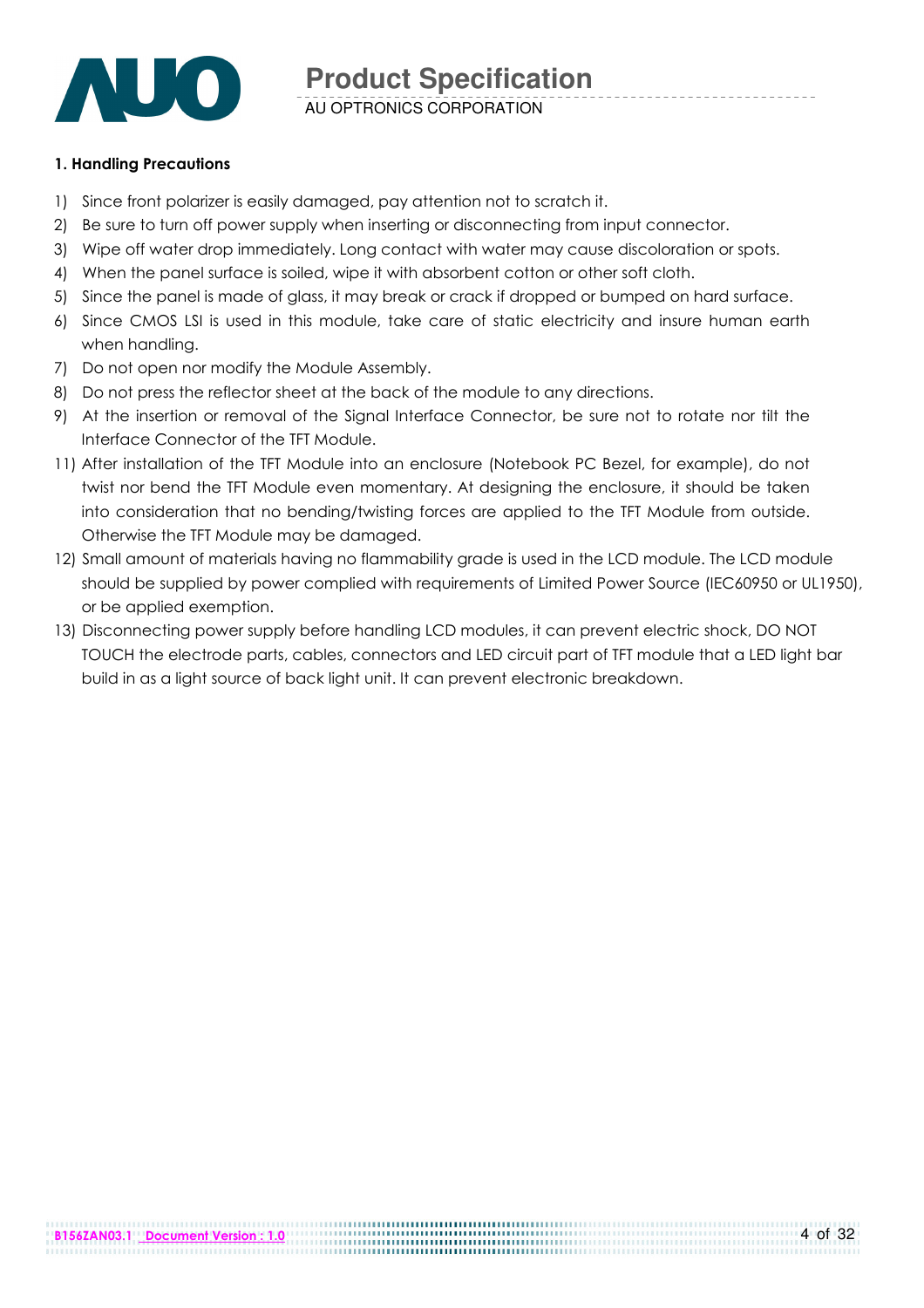### 1. Handling Precautions

1) Since front polarizer is easily damaged, pay attention not to scratch it.
2) Be sure to turn off power supply when inserting or disconnecting from input connector.
3) Wipe off water drop immediately. Long contact with water may cause discoloration or spots.
4) When the panel surface is soiled, wipe it with absorbent cotton or other soft cloth.
5) Since the panel is made of glass, it may break or crack if dropped or bumped on hard surface.
6) Since CMOS LSI is used in this module, take care of static electricity and insure human earth when handling.
7) Do not open nor modify the Module Assembly.
8) Do not press the reflector sheet at the back of the module to any directions.
9) At the insertion or removal of the Signal Interface Connector, be sure not to rotate nor tilt the Interface Connector of the TFT Module.
11) After installation of the TFT Module into an enclosure (Notebook PC Bezel, for example), do not twist nor bend the TFT Module even momentary. At designing the enclosure, it should be taken into consideration that no bending/twisting forces are applied to the TFT Module from outside. Otherwise the TFT Module may be damaged.
12) Small amount of materials having no flammability grade is used in the LCD module. The LCD module should be supplied by power complied with requirements of Limited Power Source (IEC60950 or UL1950), or be applied exemption.
13) Disconnecting power supply before handling LCD modules, it can prevent electric shock, DO NOT TOUCH the electrode parts, cables, connectors and LED circuit part of TFT module that a LED light bar build in as a light source of back light unit. It can prevent electronic breakdown.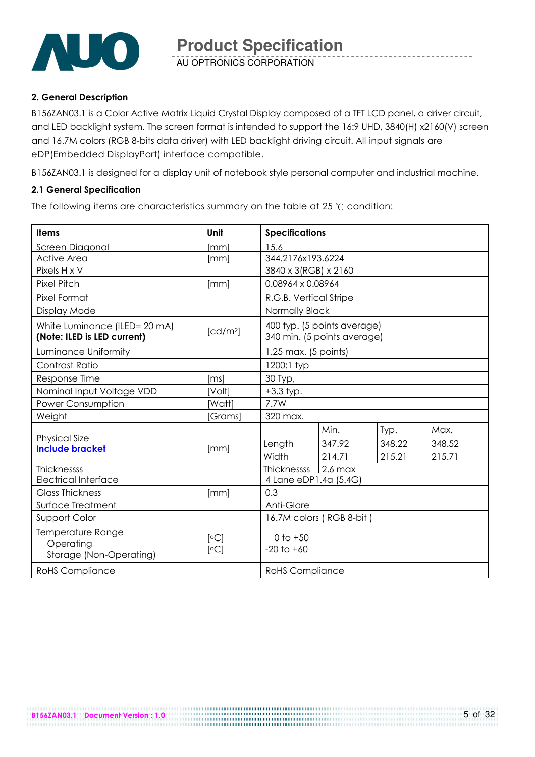## 2. General Description

B156ZAN03.1 is a Color Active Matrix Liquid Crystal Display composed of a TFT LCD panel, a driver circuit, and LED backlight system. The screen format is intended to support the 16:9 UHD, 3840(H) x2160(V) screen and 16.7M colors (RGB 8-bits data driver) with LED backlight driving circuit. All input signals are eDP(Embedded DisplayPort) interface compatible.

B156ZAN03.1 is designed for a display unit of notebook style personal computer and industrial machine.

### 2.1 General Specification

The following items are characteristics summary on the table at 25 ℃ condition:

| Items | Unit | Specifications | | | |
|---|---|---|---|---|---|
| Screen Diagonal | [mm] | 15.6 | | | |
| Active Area | [mm] | 344.2176x193.6224 | | | |
| Pixels H x V | | 3840 x 3(RGB) x 2160 | | | |
| Pixel Pitch | [mm] | 0.08964 x 0.08964 | | | |
| Pixel Format | | R.G.B. Vertical Stripe | | | |
| Display Mode | | Normally Black | | | |
| White Luminance (ILED= 20 mA) **(Note: ILED is LED current)** | [cd/m²] | 400 typ. (5 points average)<br>340 min. (5 points average) | | | |
| Luminance Uniformity | | 1.25 max. (5 points) | | | |
| Contrast Ratio | | 1200:1 typ | | | |
| Response Time | [ms] | 30 Typ, | | | |
| Nominal Input Voltage VDD | [Volt] | +3.3 typ. | | | |
| Power Consumption | [Watt] | 7.7W | | | |
| Weight | [Grams] | 320 max. | | | |
| Physical Size **Include bracket** | [mm] | | Min. | Typ. | Max. |
| | | Length | 347.92 | 348.22 | 348.52 |
| | | Width | 214.71 | 215.21 | 215.71 |
| Thicknessss | | Thicknessss | 2.6 max | | |
| Electrical Interface | | 4 Lane eDP1.4a (5.4G) | | | |
| Glass Thickness | [mm] | 0.3 | | | |
| Surface Treatment | | Anti-Glare | | | |
| Support Color | | 16.7M colors ( RGB 8-bit ) | | | |
| Temperature Range<br>Operating<br>Storage (Non-Operating) | [°C]<br>[°C] | 0 to +50<br>-20 to +60 | | | |
| RoHS Compliance | | RoHS Compliance | | | |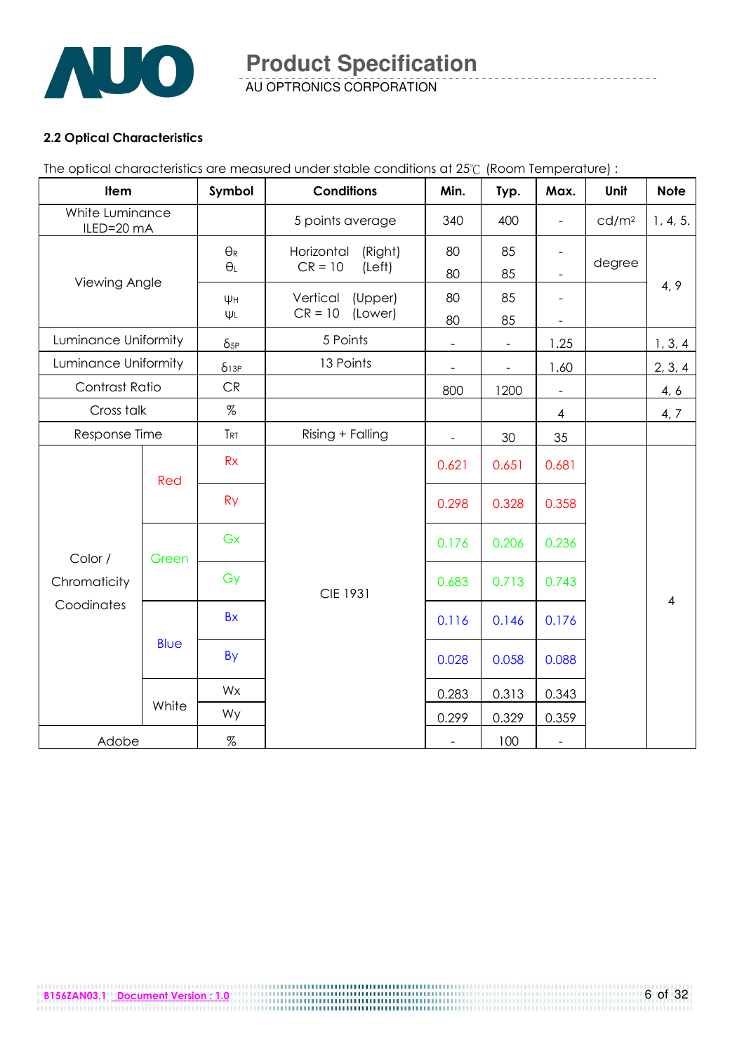### 2.2 Optical Characteristics

The optical characteristics are measured under stable conditions at 25℃ (Room Temperature) :

| Item | | Symbol | Conditions | Min. | Typ. | Max. | Unit | Note |
|---|---|---|---|---|---|---|---|---|
| White Luminance ILED=20 mA | | | 5 points average | 340 | 400 | - | cd/m² | 1, 4, 5. |
| Viewing Angle | | $\theta_R$ | Horizontal (Right) CR = 10 | 80 | 85 | - | degree | 4, 9 |
| | | $\theta_L$ | Horizontal (Left) CR = 10 | 80 | 85 | - | | |
| | | $\psi_H$ | Vertical (Upper) CR = 10 | 80 | 85 | - | | |
| | | $\psi_L$ | Vertical (Lower) CR = 10 | 80 | 85 | - | | |
| Luminance Uniformity | | $\delta_{5P}$ | 5 Points | - | - | 1.25 | | 1, 3, 4 |
| Luminance Uniformity | | $\delta_{13P}$ | 13 Points | - | - | 1.60 | | 2, 3, 4 |
| Contrast Ratio | | CR | | 800 | 1200 | - | | 4, 6 |
| Cross talk | | % | | | | 4 | | 4, 7 |
| Response Time | | $T_{RT}$ | Rising + Falling | - | 30 | 35 | | |
| Color / Chromaticity Coodinates | Red | Rx | CIE 1931 | 0.621 | 0.651 | 0.681 | | 4 |
| | | Ry | | 0.298 | 0.328 | 0.358 | | |
| | Green | Gx | | 0.176 | 0.206 | 0.236 | | |
| | | Gy | | 0.683 | 0.713 | 0.743 | | |
| | Blue | Bx | | 0.116 | 0.146 | 0.176 | | |
| | | By | | 0.028 | 0.058 | 0.088 | | |
| | White | Wx | | 0.283 | 0.313 | 0.343 | | |
| | | Wy | | 0.299 | 0.329 | 0.359 | | |
| Adobe | | % | | - | 100 | - | | |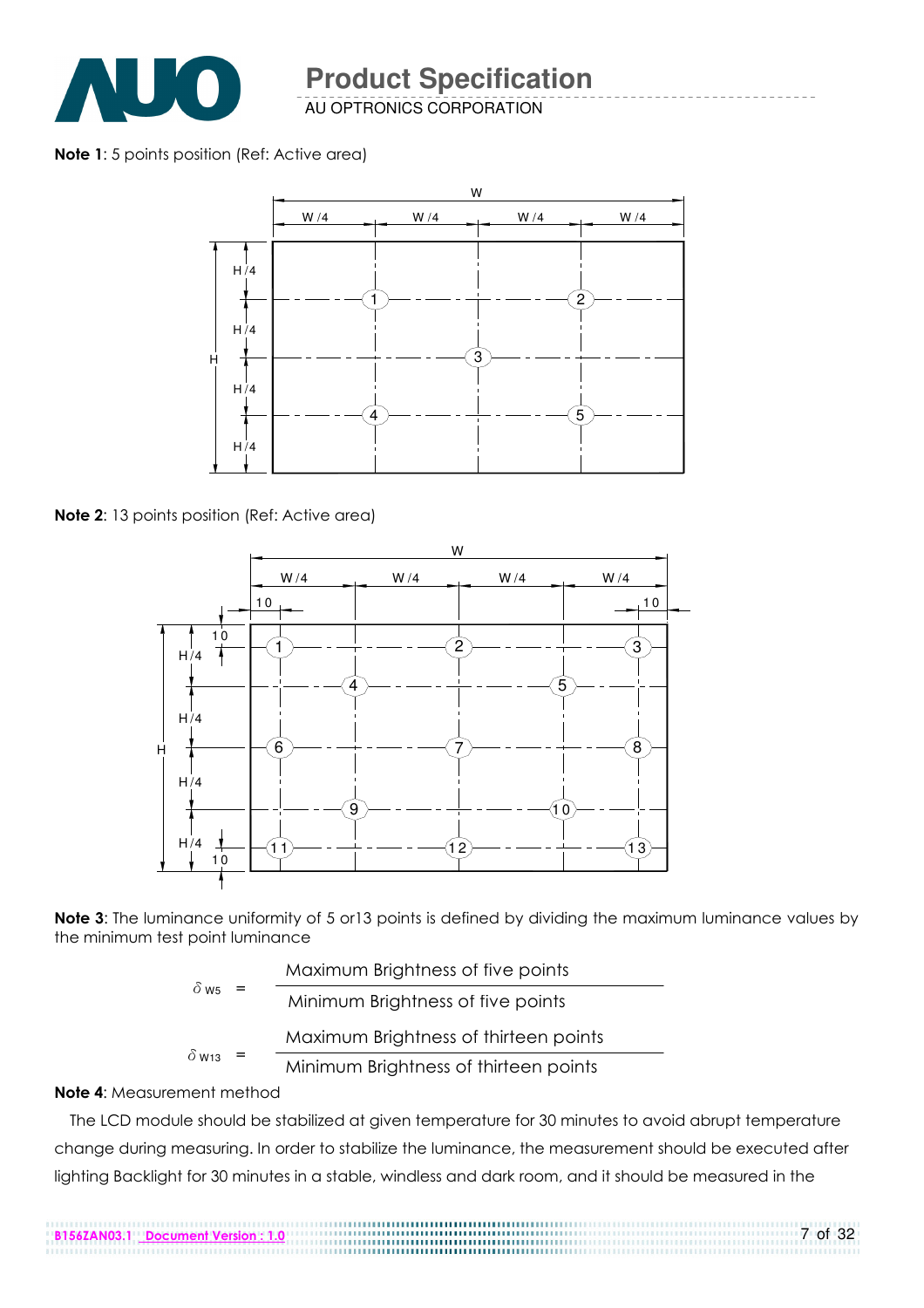**Note 1**: 5 points position (Ref: Active area)

**Note 2**: 13 points position (Ref: Active area)

**Note 3**: The luminance uniformity of 5 or13 points is defined by dividing the maximum luminance values by the minimum test point luminance

$$\delta_{W5} = \frac{\text{Maximum Brightness of five points}}{\text{Minimum Brightness of five points}}$$

$$\delta_{W13} = \frac{\text{Maximum Brightness of thirteen points}}{\text{Minimum Brightness of thirteen points}}$$

**Note 4**: Measurement method

The LCD module should be stabilized at given temperature for 30 minutes to avoid abrupt temperature change during measuring. In order to stabilize the luminance, the measurement should be executed after lighting Backlight for 30 minutes in a stable, windless and dark room, and it should be measured in the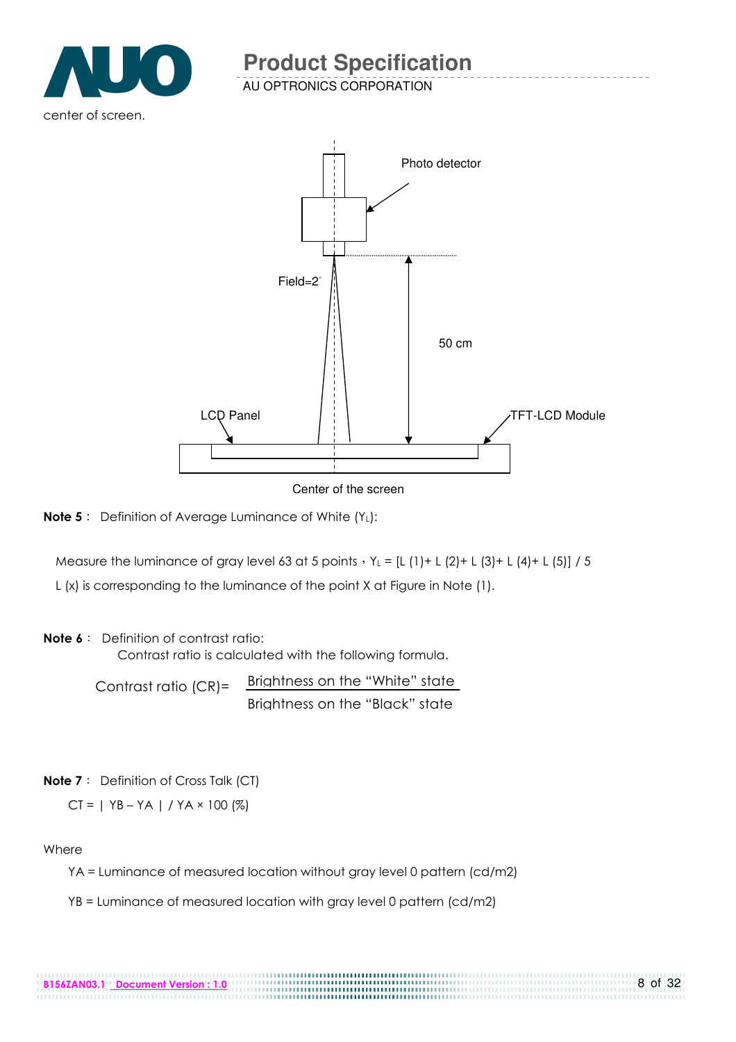center of screen.

Photo detector

Field=2°

50 cm

LCD Panel

TFT-LCD Module

Center of the screen

**Note 5**： Definition of Average Luminance of White ($Y_L$):

Measure the luminance of gray level 63 at 5 points，$Y_L$ = [L (1)+ L (2)+ L (3)+ L (4)+ L (5)] / 5

L (x) is corresponding to the luminance of the point X at Figure in Note (1).

**Note 6**： Definition of contrast ratio:

Contrast ratio is calculated with the following formula.

$$\text{Contrast ratio (CR)} = \frac{\text{Brightness on the “White” state}}{\text{Brightness on the “Black” state}}$$

**Note 7**： Definition of Cross Talk (CT)

CT = | YB – YA | / YA × 100 (%)

Where

YA = Luminance of measured location without gray level 0 pattern (cd/m2)

YB = Luminance of measured location with gray level 0 pattern (cd/m2)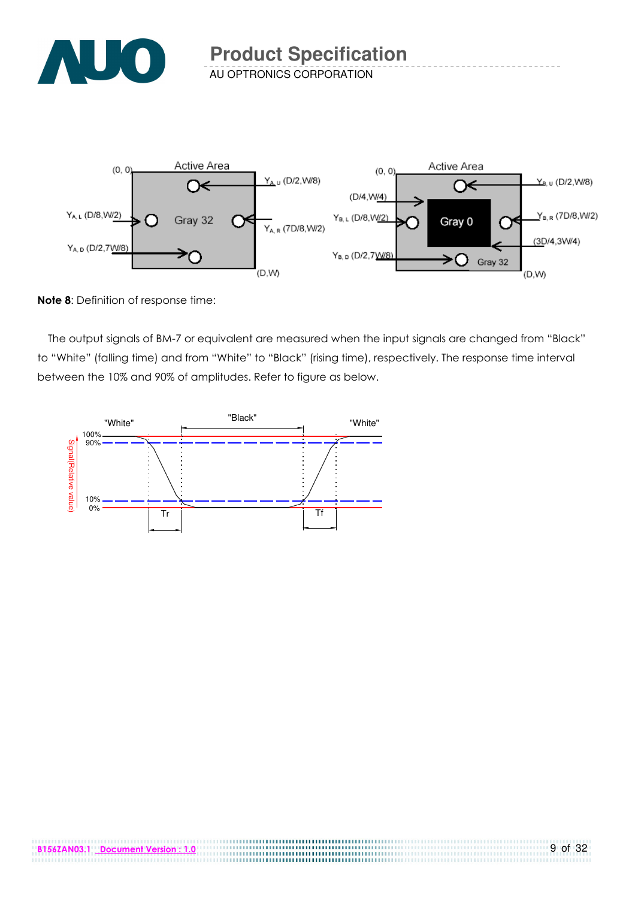**Note 8**: Definition of response time:

The output signals of BM-7 or equivalent are measured when the input signals are changed from "Black" to "White" (falling time) and from "White" to "Black" (rising time), respectively. The response time interval between the 10% and 90% of amplitudes. Refer to figure as below.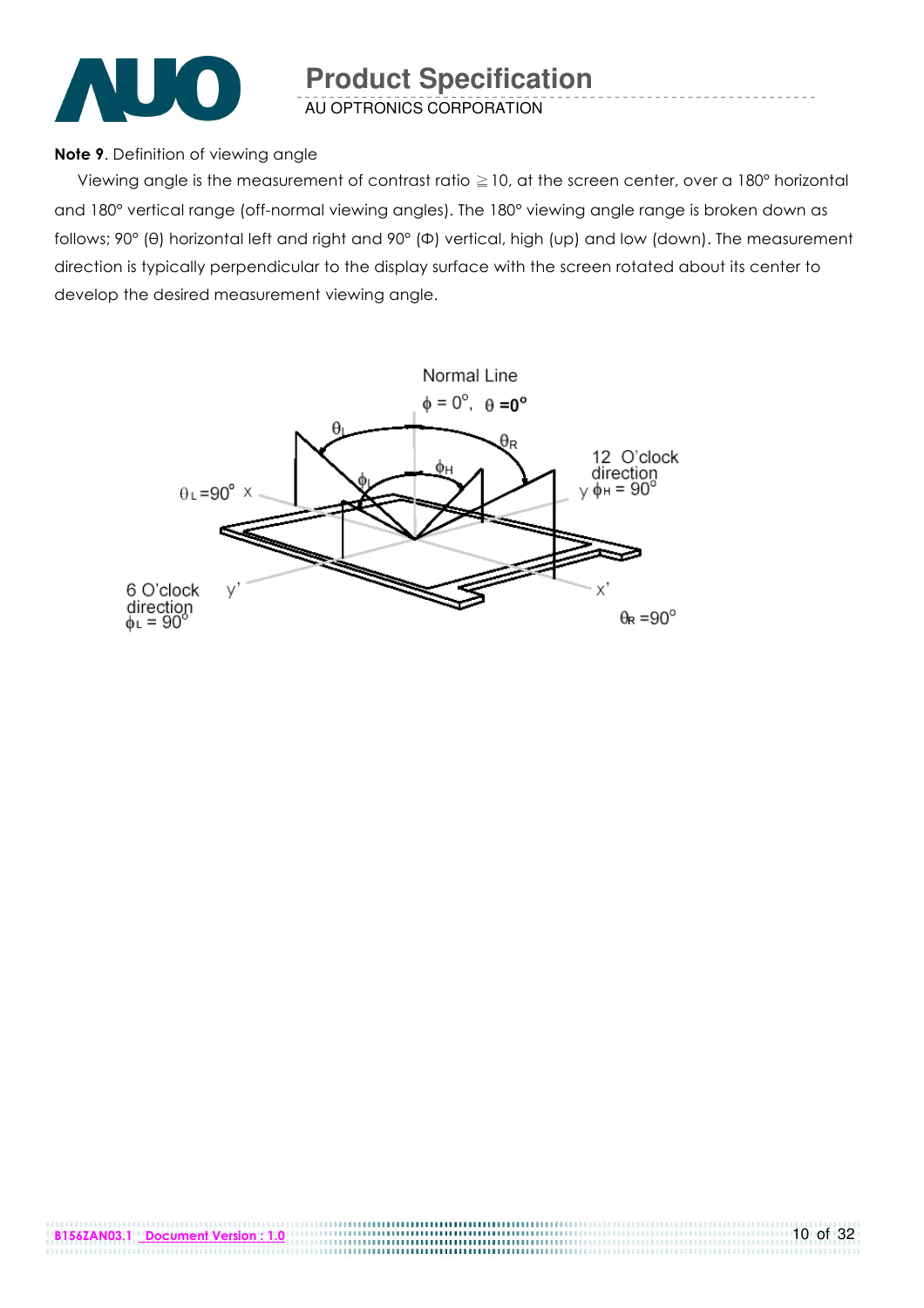**Note 9**. Definition of viewing angle

Viewing angle is the measurement of contrast ratio ≧10, at the screen center, over a 180° horizontal and 180° vertical range (off-normal viewing angles). The 180° viewing angle range is broken down as follows; 90° (θ) horizontal left and right and 90° (Φ) vertical, high (up) and low (down). The measurement direction is typically perpendicular to the display surface with the screen rotated about its center to develop the desired measurement viewing angle.

Normal Line

$\phi = 0^{\circ}$, $\theta = 0^{\circ}$

$\theta_L$ $\theta_R$ $\phi_L$ $\phi_H$

$\theta_L = 90^{\circ}$ x

12 O'clock direction y $\phi_H = 90^{\circ}$

6 O'clock direction $\phi_L = 90^{\circ}$ y'

x'

$\theta_R = 90^{\circ}$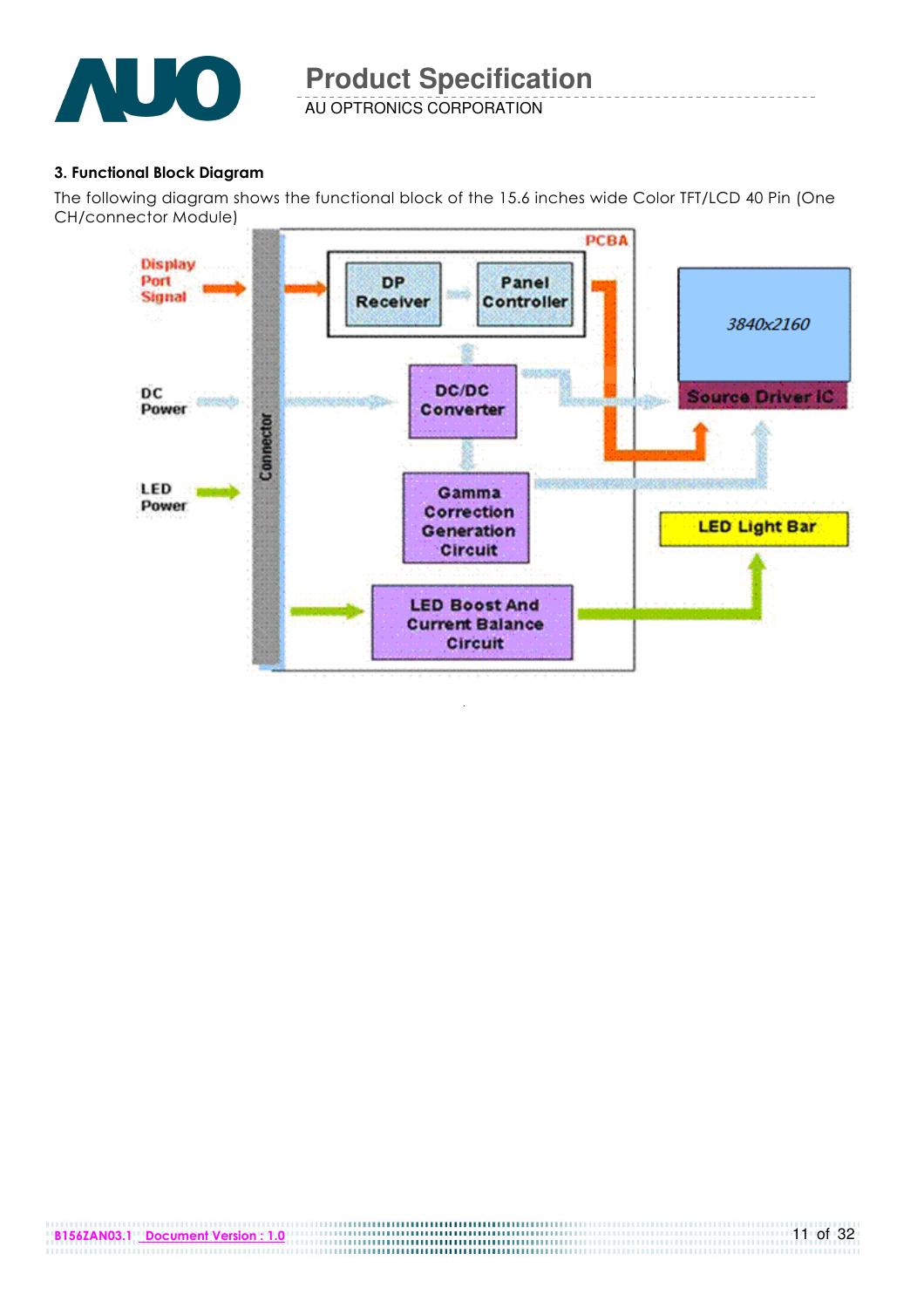### 3. Functional Block Diagram

The following diagram shows the functional block of the 15.6 inches wide Color TFT/LCD 40 Pin (One CH/connector Module)

Display Port Signal

DC Power

LED Power

Connector

PCBA

DP Receiver

Panel Controller

DC/DC Converter

Gamma Correction Generation Circuit

LED Boost And Current Balance Circuit

3840x2160

Source Driver IC

LED Light Bar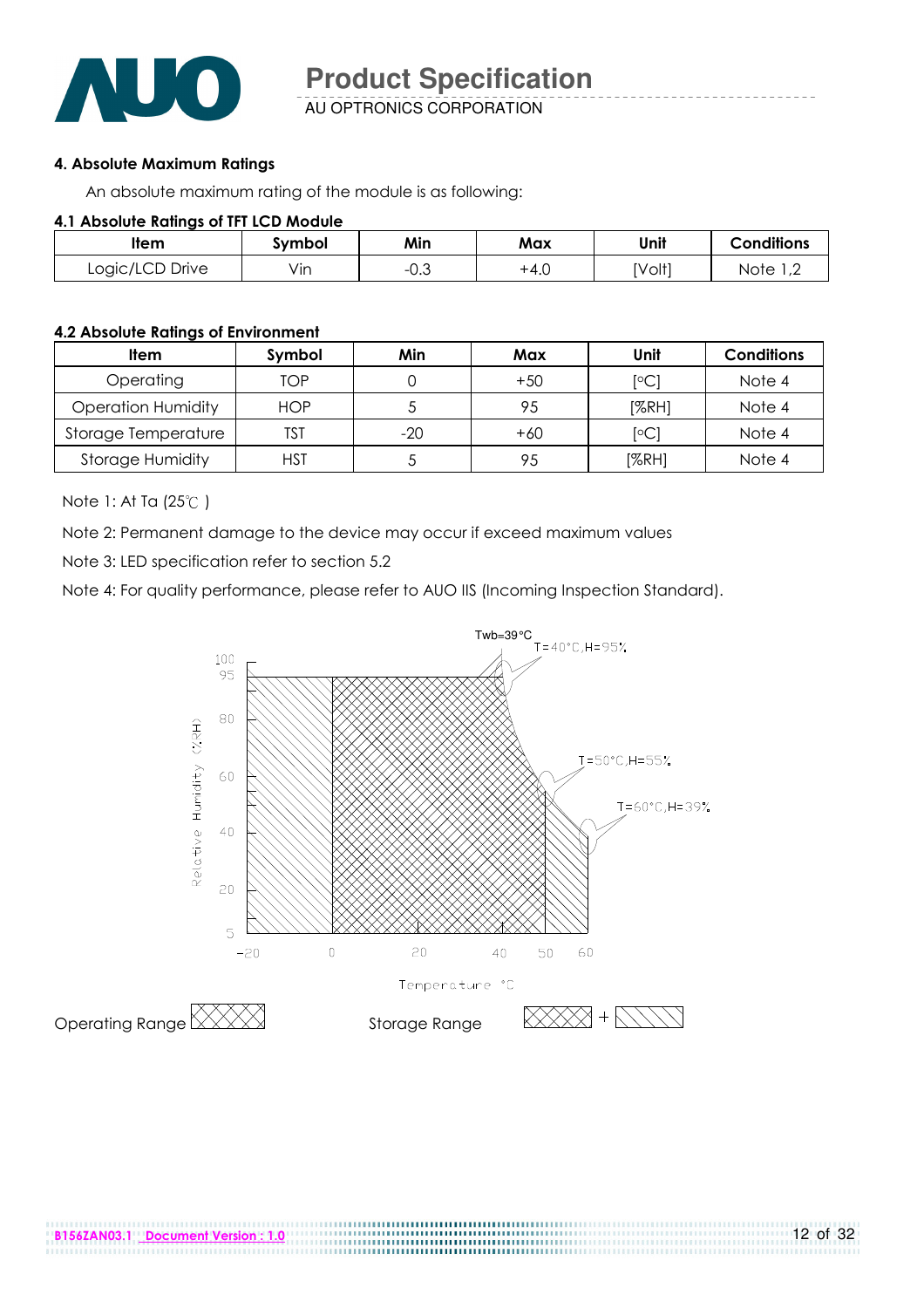### 4. Absolute Maximum Ratings

An absolute maximum rating of the module is as following:

#### 4.1 Absolute Ratings of TFT LCD Module

| Item | Symbol | Min | Max | Unit | Conditions |
|---|---|---|---|---|---|
| Logic/LCD Drive | Vin | -0.3 | +4.0 | [Volt] | Note 1,2 |

#### 4.2 Absolute Ratings of Environment

| Item | Symbol | Min | Max | Unit | Conditions |
|---|---|---|---|---|---|
| Operating | TOP | 0 | +50 | [°C] | Note 4 |
| Operation Humidity | HOP | 5 | 95 | [%RH] | Note 4 |
| Storage Temperature | TST | -20 | +60 | [°C] | Note 4 |
| Storage Humidity | HST | 5 | 95 | [%RH] | Note 4 |

Note 1: At Ta (25℃ )

Note 2: Permanent damage to the device may occur if exceed maximum values

Note 3: LED specification refer to section 5.2

Note 4: For quality performance, please refer to AUO IIS (Incoming Inspection Standard).

Twb=39°C

T=40°C,H=95%

T=50°C,H=55%

T=60°C,H=39%

Relative Humidity (%RH)

Temperature °C

Operating Range

Storage Range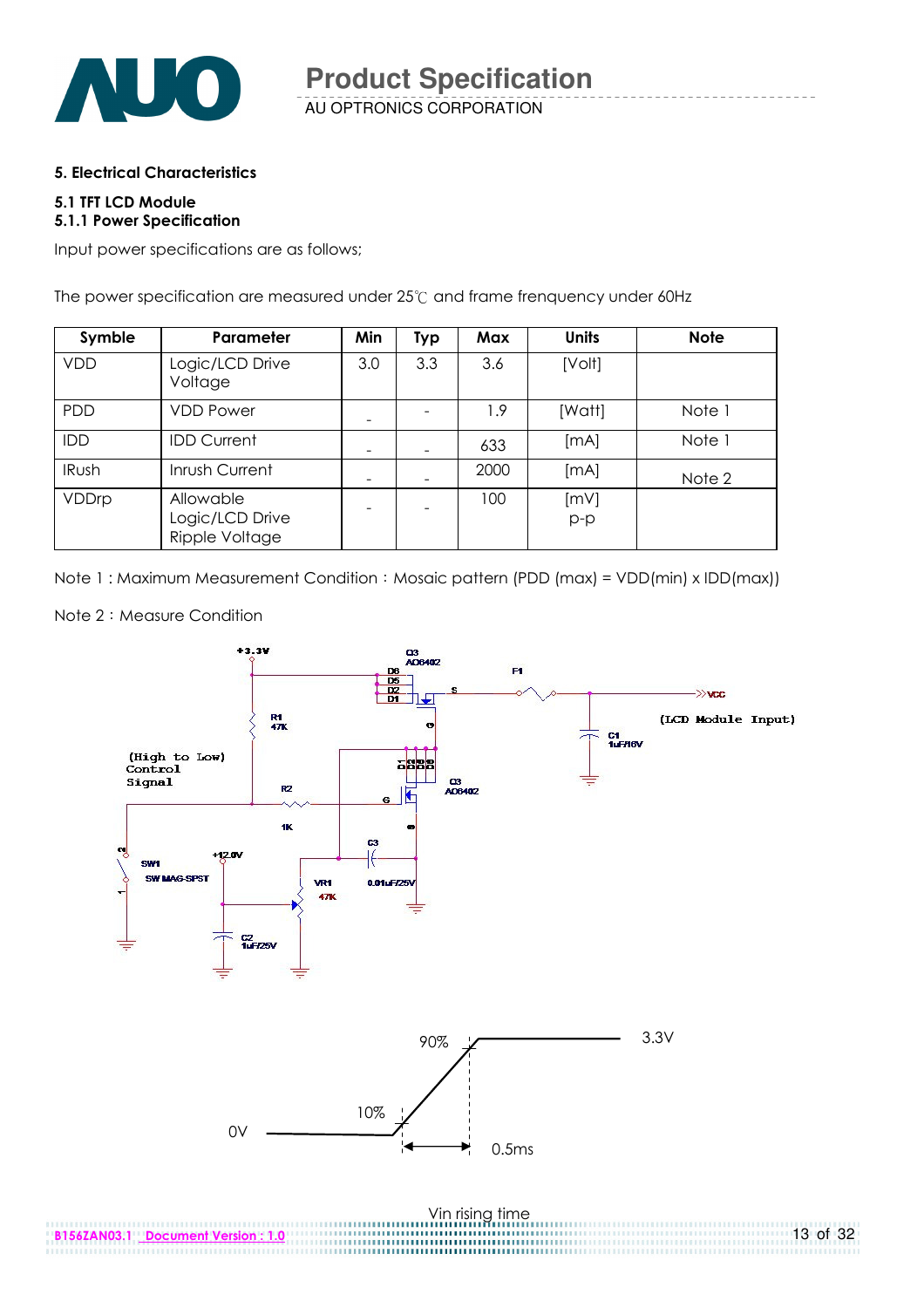## 5. Electrical Characteristics

### 5.1 TFT LCD Module

### 5.1.1 Power Specification

Input power specifications are as follows;

The power specification are measured under 25℃ and frame frenquency under 60Hz

| Symble | Parameter | Min | Typ | Max | Units | Note |
|---|---|---|---|---|---|---|
| VDD | Logic/LCD Drive Voltage | 3.0 | 3.3 | 3.6 | [Volt] | |
| PDD | VDD Power | - | - | 1.9 | [Watt] | Note 1 |
| IDD | IDD Current | - | - | 633 | [mA] | Note 1 |
| IRush | Inrush Current | - | - | 2000 | [mA] | Note 2 |
| VDDrp | Allowable Logic/LCD Drive Ripple Voltage | - | - | 100 | [mV] p-p | |

Note 1 : Maximum Measurement Condition : Mosaic pattern (PDD (max) = VDD(min) x IDD(max))

Note 2：Measure Condition

+3.3V, Q3 AO6402, D6 D5 D2 D1, S, F1, VCC (LCD Module Input), C1 1uF/16V, R1 47K, (High to Low) Control Signal, R2 1K, G, Q3 AO6402, C3 0.01uF/25V, SW1 SW MAG-SPST, +12.0V, VR1 47K, C2 1uF/25V

90%, 3.3V, 10%, 0V, 0.5ms

Vin rising time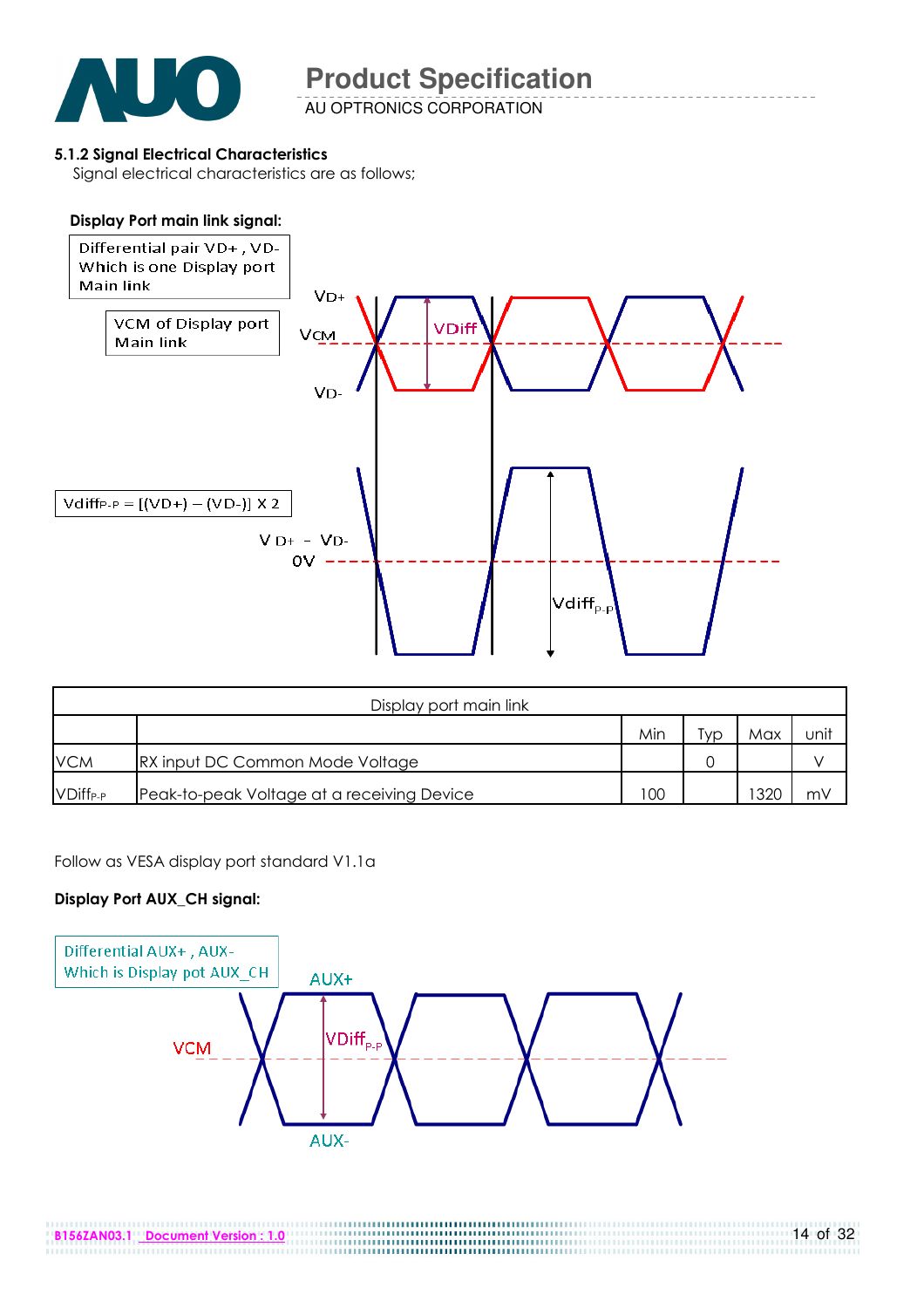### 5.1.2 Signal Electrical Characteristics

Signal electrical characteristics are as follows;

**Display Port main link signal:**

Differential pair VD+ , VD- Which is one Display port Main link

VCM of Display port Main link

$Vdiff_{P-P} = [(VD+) - (VD-)] \times 2$

| Display port main link | | | | | |
|---|---|---|---|---|---|
| | | Min | Typ | Max | unit |
| VCM | RX input DC Common Mode Voltage | | 0 | | V |
| $VDiff_{P-P}$ | Peak-to-peak Voltage at a receiving Device | 100 | | 1320 | mV |

Follow as VESA display port standard V1.1a

**Display Port AUX_CH signal:**

Differential AUX+ , AUX- Which is Display pot AUX_CH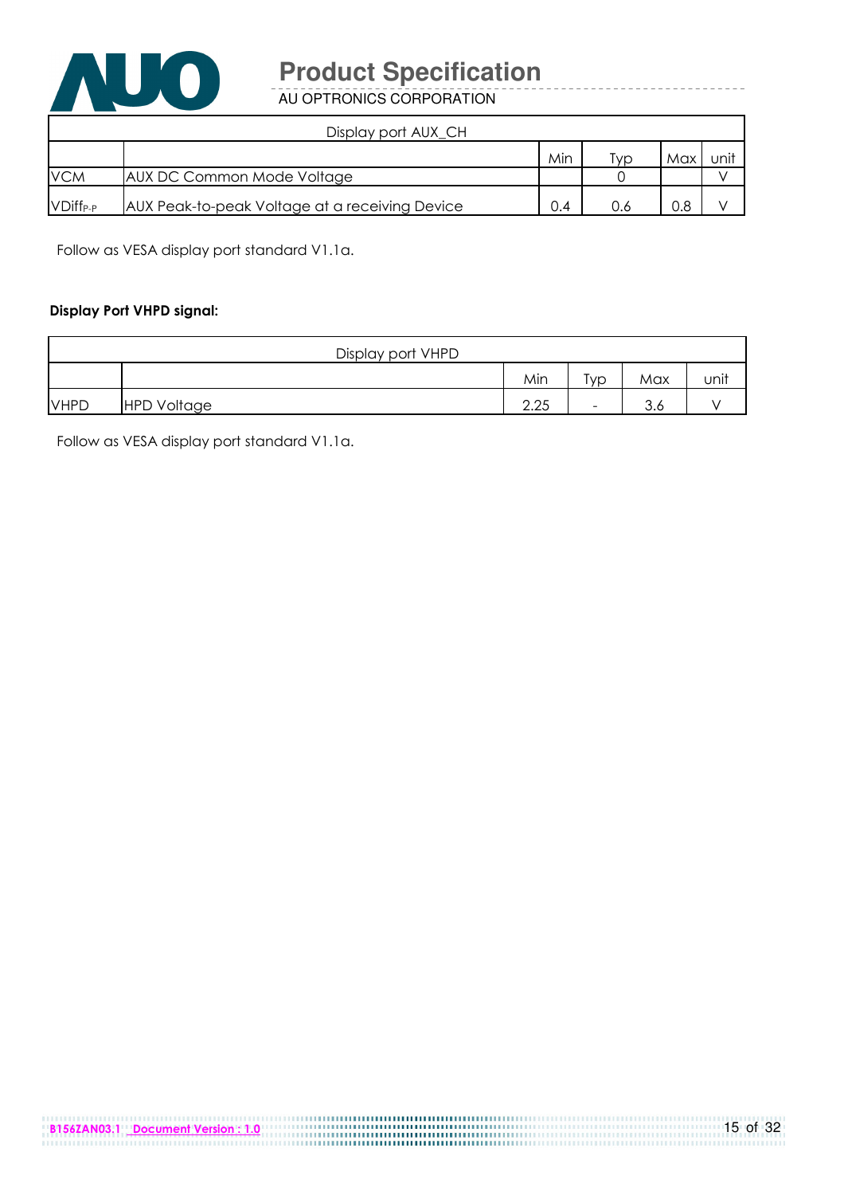| Display port AUX_CH | | | | | |
|---|---|---|---|---|---|
| | | Min | Typ | Max | unit |
| VCM | AUX DC Common Mode Voltage | | 0 | | V |
| $VDiff_{P-P}$ | AUX Peak-to-peak Voltage at a receiving Device | 0.4 | 0.6 | 0.8 | V |

Follow as VESA display port standard V1.1a.

**Display Port VHPD signal:**

| Display port VHPD | | | | | |
|---|---|---|---|---|---|
| | | Min | Typ | Max | unit |
| VHPD | HPD Voltage | 2.25 | - | 3.6 | V |

Follow as VESA display port standard V1.1a.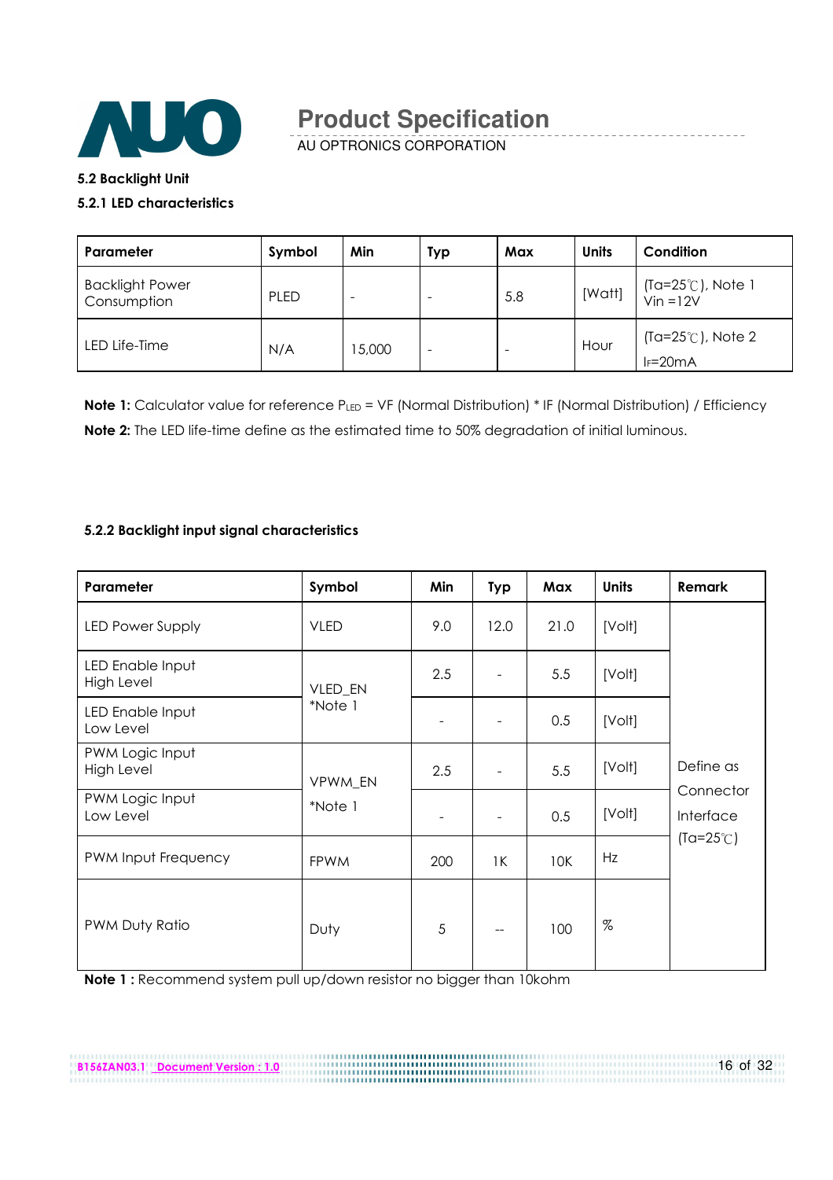### 5.2 Backlight Unit

#### 5.2.1 LED characteristics

| Parameter | Symbol | Min | Typ | Max | Units | Condition |
|---|---|---|---|---|---|---|
| Backlight Power Consumption | PLED | - | - | 5.8 | [Watt] | (Ta=25℃), Note 1 Vin =12V |
| LED Life-Time | N/A | 15,000 | - | - | Hour | (Ta=25℃), Note 2 $I_F$=20mA |

**Note 1:** Calculator value for reference $P_{LED}$ = VF (Normal Distribution) * IF (Normal Distribution) / Efficiency

**Note 2:** The LED life-time define as the estimated time to 50% degradation of initial luminous.

#### 5.2.2 Backlight input signal characteristics

| Parameter | Symbol | Min | Typ | Max | Units | Remark |
|---|---|---|---|---|---|---|
| LED Power Supply | VLED | 9.0 | 12.0 | 21.0 | [Volt] | Define as Connector Interface (Ta=25℃) |
| LED Enable Input High Level | VLED_EN *Note 1 | 2.5 | - | 5.5 | [Volt] | |
| LED Enable Input Low Level | | - | - | 0.5 | [Volt] | |
| PWM Logic Input High Level | VPWM_EN *Note 1 | 2.5 | - | 5.5 | [Volt] | |
| PWM Logic Input Low Level | | - | - | 0.5 | [Volt] | |
| PWM Input Frequency | FPWM | 200 | 1K | 10K | Hz | |
| PWM Duty Ratio | Duty | 5 | -- | 100 | % | |

**Note 1 :** Recommend system pull up/down resistor no bigger than 10kohm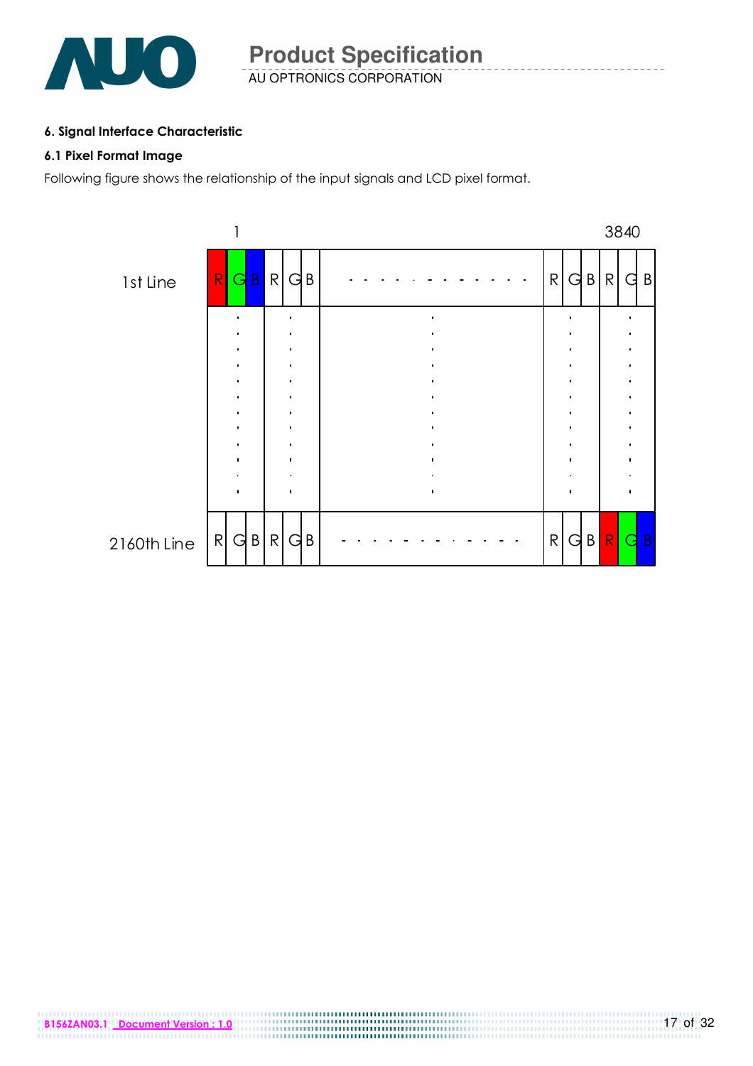## 6. Signal Interface Characteristic

### 6.1 Pixel Format Image

Following figure shows the relationship of the input signals and LCD pixel format.

|  | 1 |  |  | 3840 |
|---|---|---|---|---|
| 1st Line | R G B | R G B | - - - - - - - - - - - - | R G B | R G B |
|  | . | . | . | . | . |
| 2160th Line | R G B | R G B | - - - - - - - - - - - - | R G B | R G B |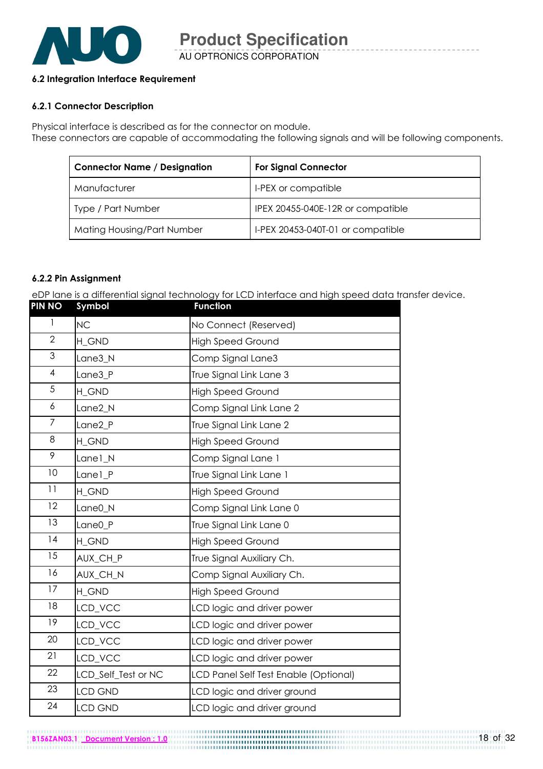### 6.2 Integration Interface Requirement

#### 6.2.1 Connector Description

Physical interface is described as for the connector on module.
These connectors are capable of accommodating the following signals and will be following components.

| Connector Name / Designation | For Signal Connector |
|---|---|
| Manufacturer | I-PEX or compatible |
| Type / Part Number | IPEX 20455-040E-12R or compatible |
| Mating Housing/Part Number | I-PEX 20453-040T-01 or compatible |

#### 6.2.2 Pin Assignment

eDP lane is a differential signal technology for LCD interface and high speed data transfer device.

| PIN NO | Symbol | Function |
|---|---|---|
| 1 | NC | No Connect (Reserved) |
| 2 | H_GND | High Speed Ground |
| 3 | Lane3_N | Comp Signal Lane3 |
| 4 | Lane3_P | True Signal Link Lane 3 |
| 5 | H_GND | High Speed Ground |
| 6 | Lane2_N | Comp Signal Link Lane 2 |
| 7 | Lane2_P | True Signal Link Lane 2 |
| 8 | H_GND | High Speed Ground |
| 9 | Lane1_N | Comp Signal Lane 1 |
| 10 | Lane1_P | True Signal Link Lane 1 |
| 11 | H_GND | High Speed Ground |
| 12 | Lane0_N | Comp Signal Link Lane 0 |
| 13 | Lane0_P | True Signal Link Lane 0 |
| 14 | H_GND | High Speed Ground |
| 15 | AUX_CH_P | True Signal Auxiliary Ch. |
| 16 | AUX_CH_N | Comp Signal Auxiliary Ch. |
| 17 | H_GND | High Speed Ground |
| 18 | LCD_VCC | LCD logic and driver power |
| 19 | LCD_VCC | LCD logic and driver power |
| 20 | LCD_VCC | LCD logic and driver power |
| 21 | LCD_VCC | LCD logic and driver power |
| 22 | LCD_Self_Test or NC | LCD Panel Self Test Enable (Optional) |
| 23 | LCD GND | LCD logic and driver ground |
| 24 | LCD GND | LCD logic and driver ground |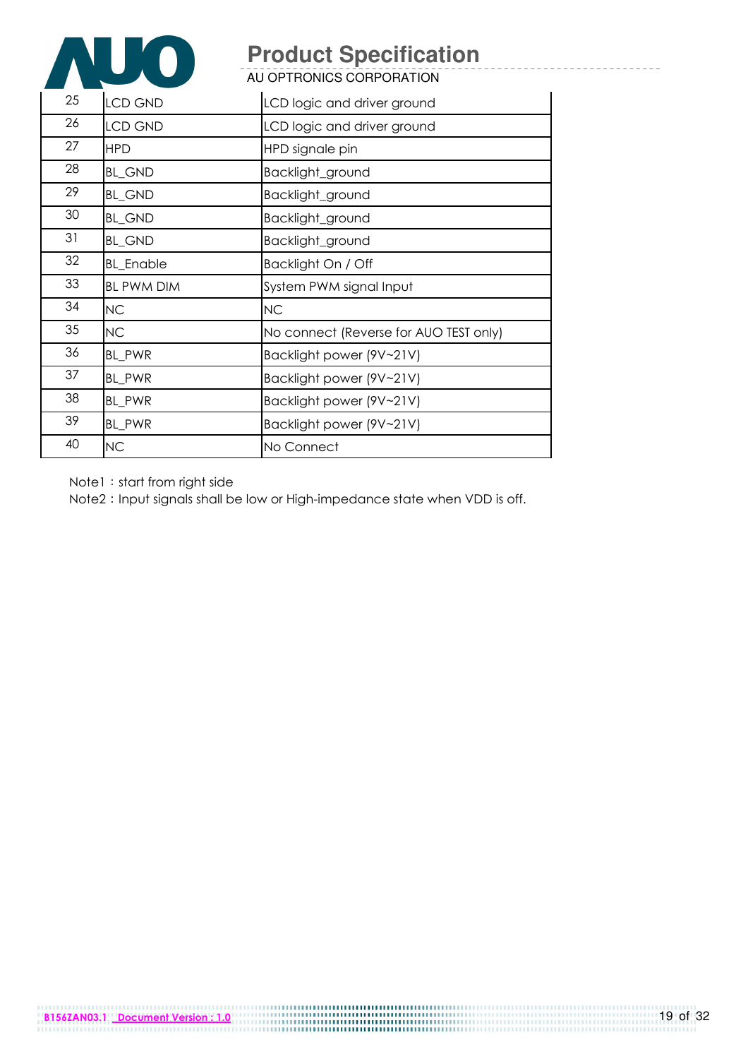| 25 | LCD GND | LCD logic and driver ground |
|---|---|---|
| 26 | LCD GND | LCD logic and driver ground |
| 27 | HPD | HPD signale pin |
| 28 | BL_GND | Backlight_ground |
| 29 | BL_GND | Backlight_ground |
| 30 | BL_GND | Backlight_ground |
| 31 | BL_GND | Backlight_ground |
| 32 | BL_Enable | Backlight On / Off |
| 33 | BL PWM DIM | System PWM signal Input |
| 34 | NC | NC |
| 35 | NC | No connect (Reverse for AUO TEST only) |
| 36 | BL_PWR | Backlight power (9V~21V) |
| 37 | BL_PWR | Backlight power (9V~21V) |
| 38 | BL_PWR | Backlight power (9V~21V) |
| 39 | BL_PWR | Backlight power (9V~21V) |
| 40 | NC | No Connect |

Note1：start from right side

Note2：Input signals shall be low or High-impedance state when VDD is off.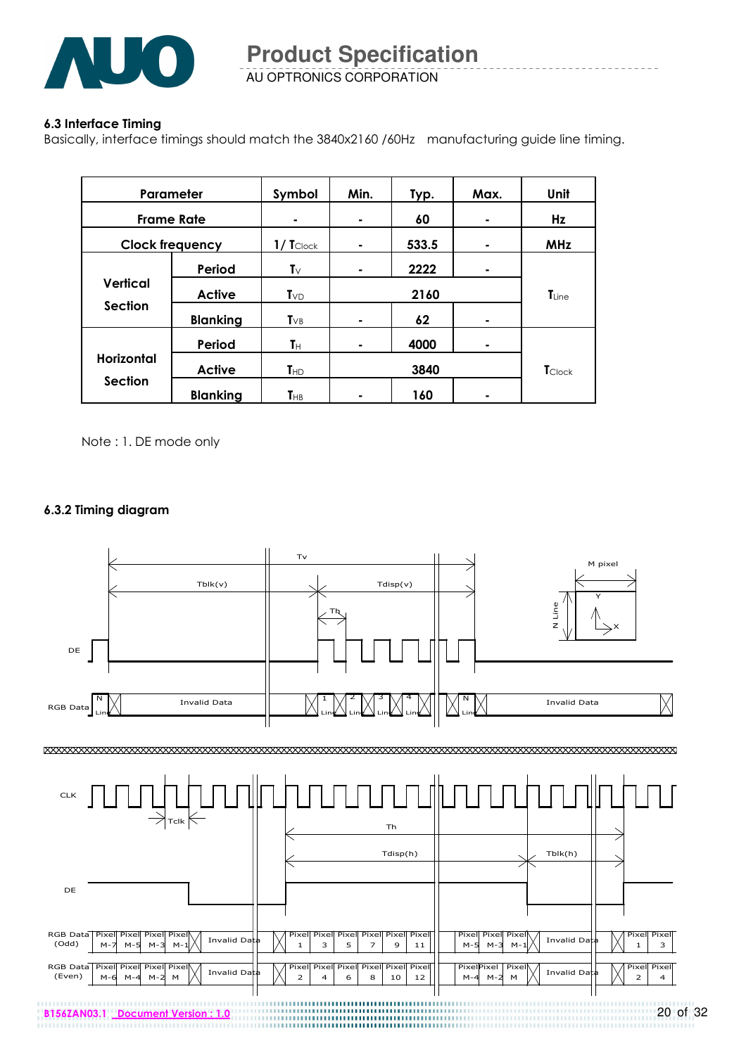### 6.3 Interface Timing

Basically, interface timings should match the 3840x2160 /60Hz manufacturing guide line timing.

| Parameter | | Symbol | Min. | Typ. | Max. | Unit |
|---|---|---|---|---|---|---|
| Frame Rate | | - | - | 60 | - | Hz |
| Clock frequency | | $1/T_{Clock}$ | - | 533.5 | - | MHz |
| Vertical Section | Period | $T_V$ | - | 2222 | - | $T_{Line}$ |
| | Active | $T_{VD}$ | | 2160 | | |
| | Blanking | $T_{VB}$ | - | 62 | - | |
| Horizontal Section | Period | $T_H$ | - | 4000 | - | $T_{Clock}$ |
| | Active | $T_{HD}$ | | 3840 | | |
| | Blanking | $T_{HB}$ | - | 160 | - | |

Note : 1. DE mode only

### 6.3.2 Timing diagram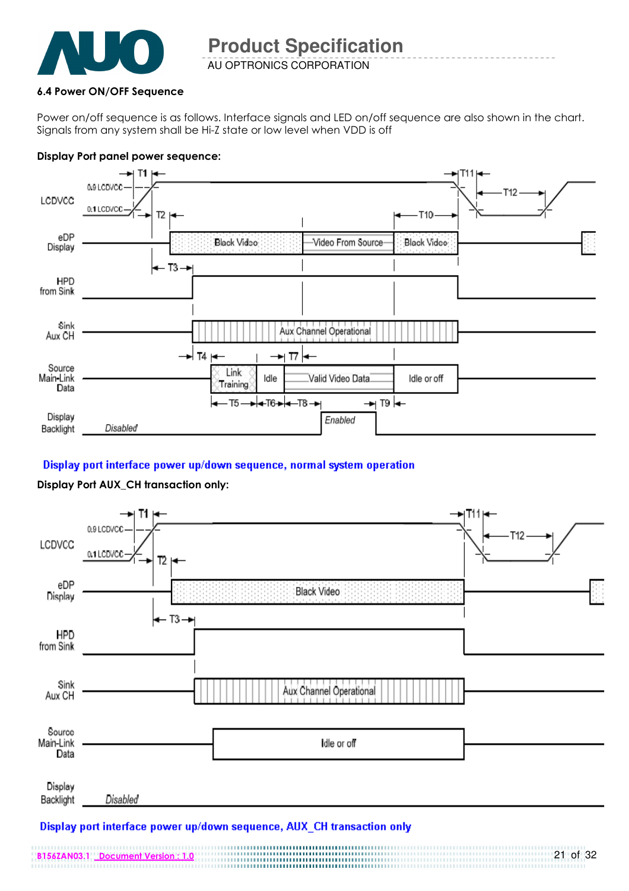### 6.4 Power ON/OFF Sequence

Power on/off sequence is as follows. Interface signals and LED on/off sequence are also shown in the chart. Signals from any system shall be Hi-Z state or low level when VDD is off

**Display Port panel power sequence:**

LCDVCC
0.9 LCDVCC
0.1 LCDVCC
T1 T2 T3 T4 T5 T6 T7 T8 T9 T10 T11 T12

eDP Display: Black Video — Video From Source — Black Video

HPD from Sink

Sink Aux CH: Aux Channel Operational

Source Main-Link Data: Link Training — Idle — Valid Video Data — Idle or off

Display Backlight: Disabled — Enabled

**Display port interface power up/down sequence, normal system operation**

**Display Port AUX_CH transaction only:**

LCDVCC
0.9 LCDVCC
0.1 LCDVCC
T1 T2 T3 T11 T12

eDP Display: Black Video

HPD from Sink

Sink Aux CH: Aux Channel Operational

Source Main-Link Data: Idle or off

Display Backlight: Disabled

**Display port interface power up/down sequence, AUX_CH transaction only**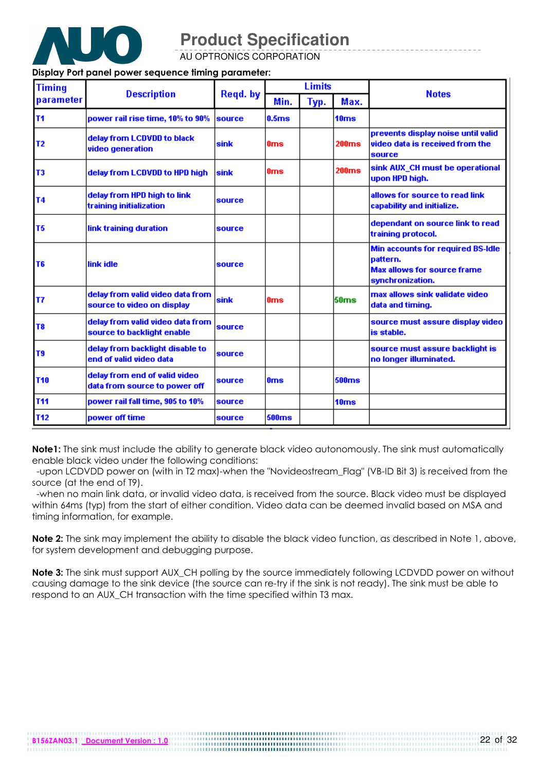**Display Port panel power sequence timing parameter:**

| Timing parameter | Description | Reqd. by | Limits | | | Notes |
|---|---|---|---|---|---|---|
| | | | Min. | Typ. | Max. | |
| T1 | power rail rise time, 10% to 90% | source | 0.5ms | | 10ms | |
| T2 | delay from LCDVDD to black video generation | sink | 0ms | | 200ms | prevents display noise until valid video data is received from the source |
| T3 | delay from LCDVDD to HPD high | sink | 0ms | | 200ms | sink AUX_CH must be operational upon HPD high. |
| T4 | delay from HPD high to link training initialization | source | | | | allows for source to read link capability and initialize. |
| T5 | link training duration | source | | | | dependant on source link to read training protocol. |
| T6 | link idle | source | | | | Min accounts for required BS-Idle pattern. Max allows for source frame synchronization. |
| T7 | delay from valid video data from source to video on display | sink | 0ms | | 50ms | max allows sink validate video data and timing. |
| T8 | delay from valid video data from source to backlight enable | source | | | | source must assure display video is stable. |
| T9 | delay from backlight disable to end of valid video data | source | | | | source must assure backlight is no longer illuminated. |
| T10 | delay from end of valid video data from source to power off | source | 0ms | | 500ms | |
| T11 | power rail fall time, 905 to 10% | source | | | 10ms | |
| T12 | power off time | source | 500ms | | | |

**Note1:** The sink must include the ability to generate black video autonomously. The sink must automatically enable black video under the following conditions:

-upon LCDVDD power on (with in T2 max)-when the "Novideostream_Flag" (VB-ID Bit 3) is received from the source (at the end of T9).

-when no main link data, or invalid video data, is received from the source. Black video must be displayed within 64ms (typ) from the start of either condition. Video data can be deemed invalid based on MSA and timing information, for example.

**Note 2:** The sink may implement the ability to disable the black video function, as described in Note 1, above, for system development and debugging purpose.

**Note 3:** The sink must support AUX_CH polling by the source immediately following LCDVDD power on without causing damage to the sink device (the source can re-try if the sink is not ready). The sink must be able to respond to an AUX_CH transaction with the time specified within T3 max.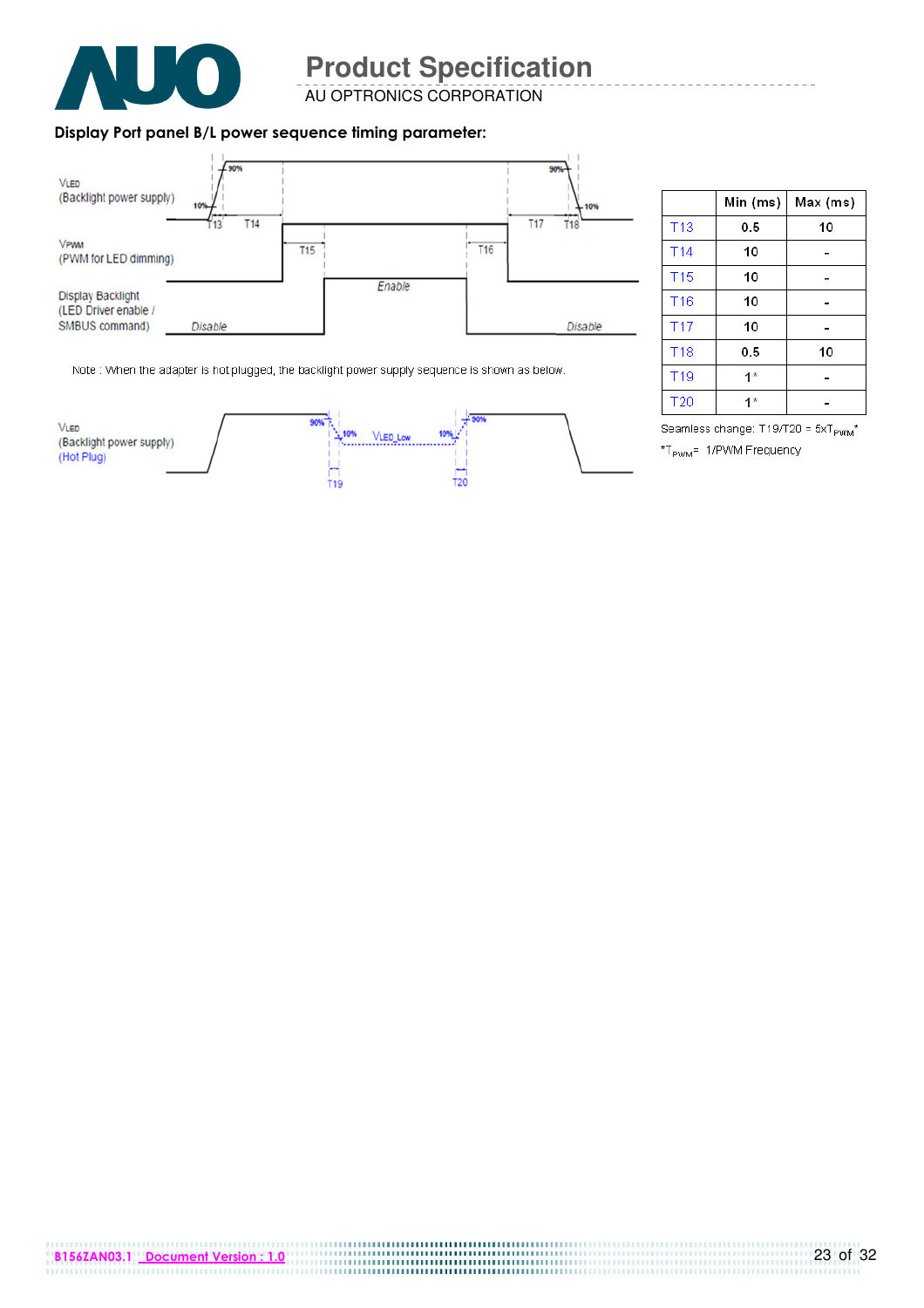**Display Port panel B/L power sequence timing parameter:**

VLED (Backlight power supply)

VPWM (PWM for LED dimming)

Display Backlight (LED Driver enable / SMBUS command)

Disable — Enable — Disable

Note : When the adapter is hot plugged, the backlight power supply sequence is shown as below.

VLED (Backlight power supply) (Hot Plug)

|  | Min (ms) | Max (ms) |
|---|---|---|
| T13 | 0.5 | 10 |
| T14 | 10 | - |
| T15 | 10 | - |
| T16 | 10 | - |
| T17 | 10 | - |
| T18 | 0.5 | 10 |
| T19 | 1* | - |
| T20 | 1* | - |

Seamless change: T19/T20 = $5xT_{PWM}$*

*$T_{PWM}$= 1/PWM Frecuency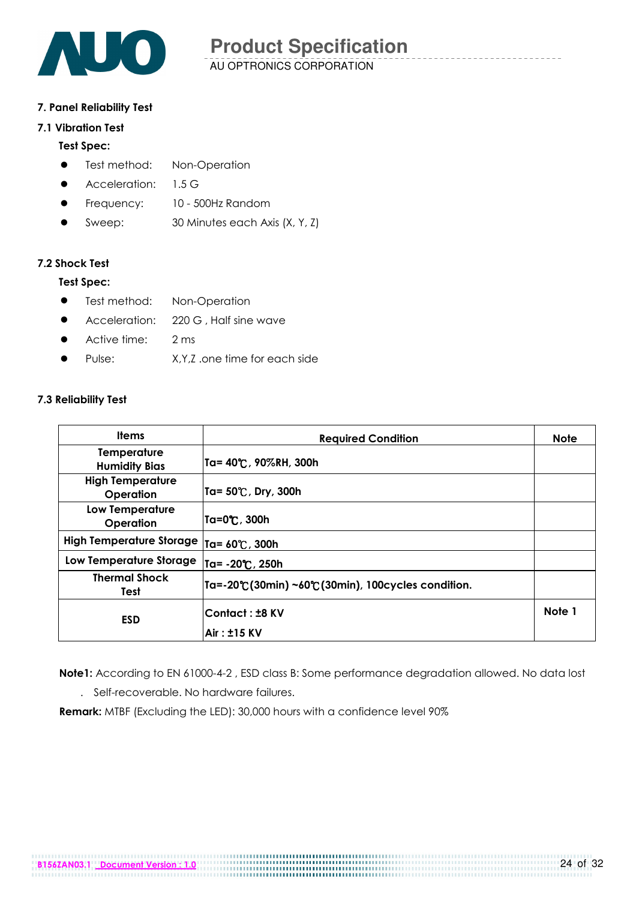## 7. Panel Reliability Test

### 7.1 Vibration Test

**Test Spec:**

- Test method: Non-Operation
- Acceleration: 1.5 G
- Frequency: 10 - 500Hz Random
- Sweep: 30 Minutes each Axis (X, Y, Z)

### 7.2 Shock Test

**Test Spec:**

- Test method: Non-Operation
- Acceleration: 220 G , Half sine wave
- Active time: 2 ms
- Pulse: X,Y,Z .one time for each side

### 7.3 Reliability Test

| Items | Required Condition | Note |
|---|---|---|
| Temperature Humidity Bias | Ta= 40℃, 90%RH, 300h | |
| High Temperature Operation | Ta= 50℃, Dry, 300h | |
| Low Temperature Operation | Ta=0℃, 300h | |
| High Temperature Storage | Ta= 60℃, 300h | |
| Low Temperature Storage | Ta= -20℃, 250h | |
| Thermal Shock Test | Ta=-20℃(30min) ~60℃(30min), 100cycles condition. | |
| ESD | Contact : ±8 KV<br>Air : ±15 KV | Note 1 |

**Note1:** According to EN 61000-4-2 , ESD class B: Some performance degradation allowed. No data lost . Self-recoverable. No hardware failures.

**Remark:** MTBF (Excluding the LED): 30,000 hours with a confidence level 90%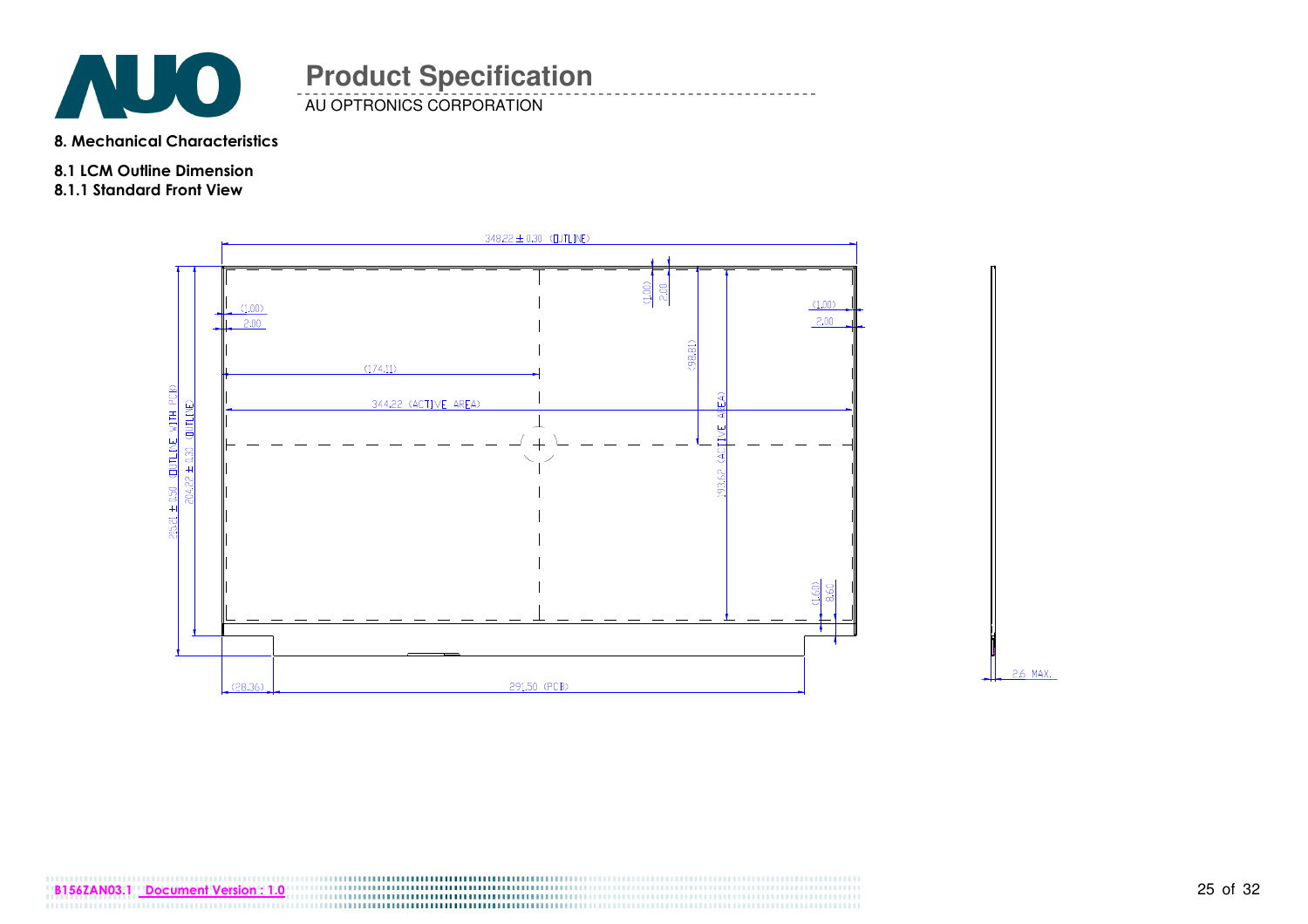## 8. Mechanical Characteristics

### 8.1 LCM Outline Dimension

#### 8.1.1 Standard Front View

348.22 ± 0.30 (OUTLINE)

(1.00)
2.00

(1.00)
2.00

(1.00)
2.00

(174.11)

(98.81)

344.22 (ACTIVE AREA)

193.62 (ACTIVE AREA)

215.01 ± 0.50 (OUTLINE WITH PCB)

204.22 ± 0.30 (OUTLINE)

(1.60)
8.60

(28.36)

291.50 (PCB)

2.6 MAX.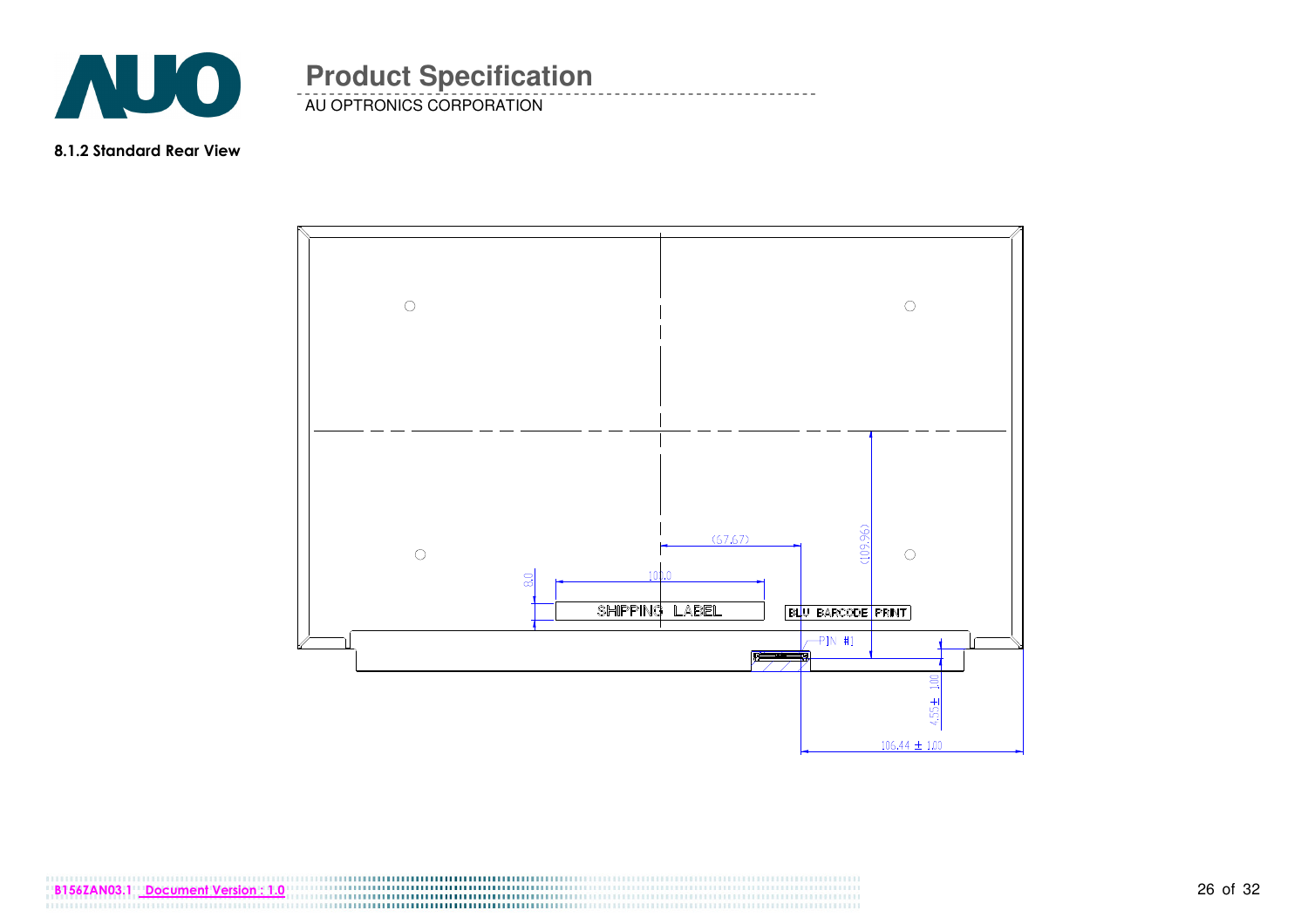### 8.1.2 Standard Rear View

(67.67)

(109.96)

100.0

8.0

SHIPPING LABEL

BLU BARCODE PRINT

PIN #1

4.55 ± 1.00

106.44 ± 1.00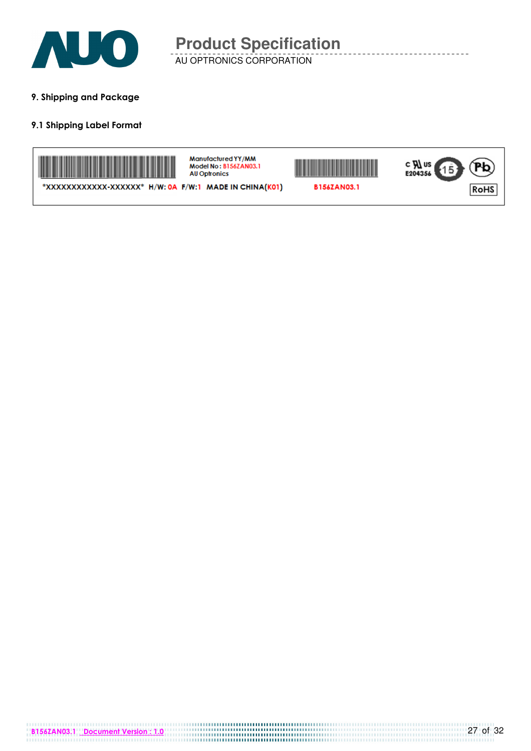## 9. Shipping and Package

### 9.1 Shipping Label Format

Manufactured YY/MM
Model No : B156ZAN03.1
AU Optronics

*XXXXXXXXXXXX-XXXXXX* H/W: 0A F/W:1 MADE IN CHINA(K01)

B156ZAN03.1

c US E204356

15

Pb

RoHS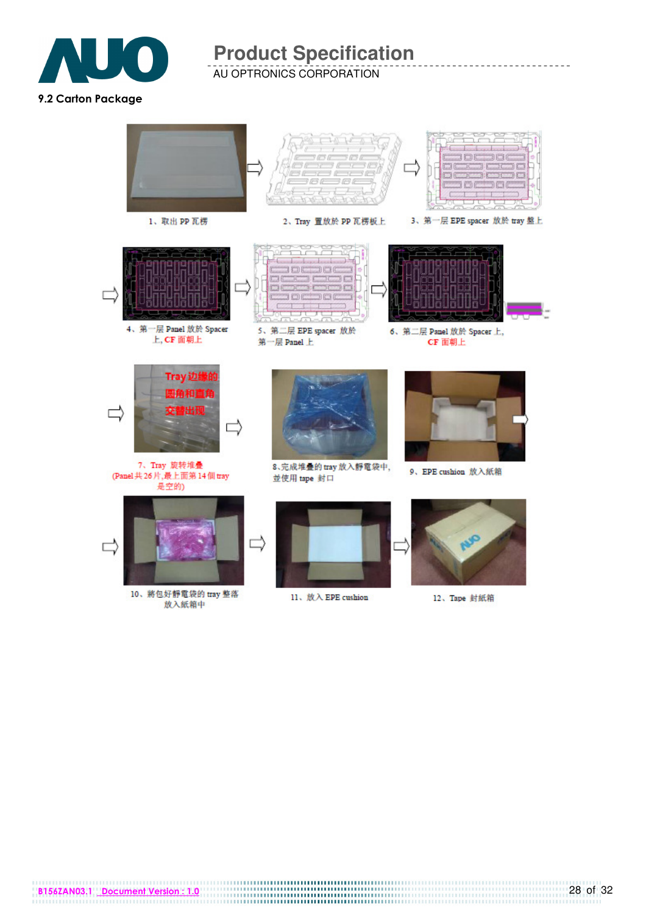## 9.2 Carton Package

1、取出 PP 瓦楞

2、Tray 置放於 PP 瓦楞板上

3、第一层 EPE spacer 放於 tray 盤上

4、第一层 Panel 放於 Spacer 上, CF 面朝上

5、第二层 EPE spacer 放於第一层 Panel 上

6、第二层 Panel 放於 Spacer 上, CF 面朝上

Tray边缘的圆角和直角交替出现

7、Tray 旋转堆叠 (Panel 共 26 片,最上面第 14 個 tray 是空的)

8、完成堆叠的 tray 放入靜電袋中,並使用 tape 封口

9、EPE cushion 放入紙箱

10、將包好靜電袋的 tray 整落放入紙箱中

11、放入 EPE cushion

12、Tape 封紙箱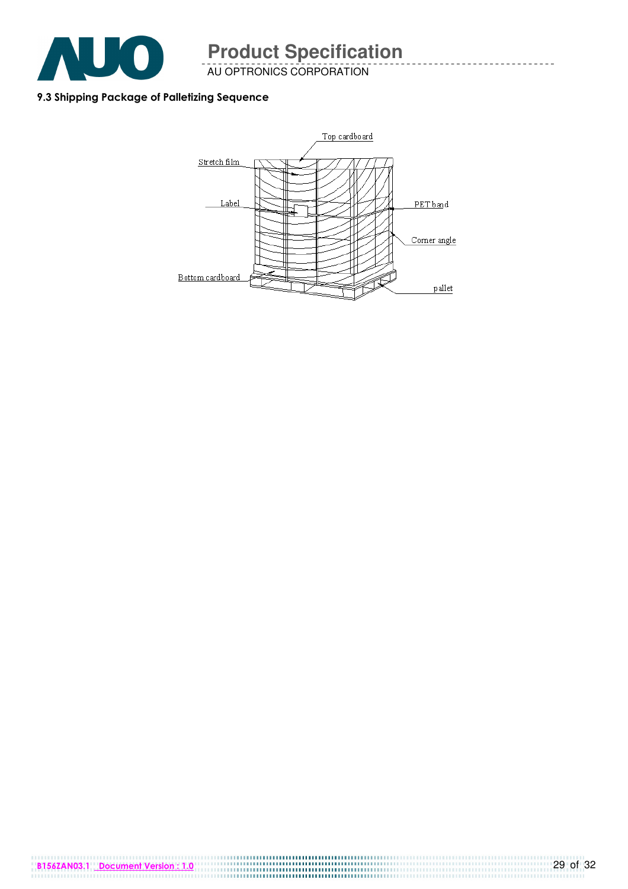### 9.3 Shipping Package of Palletizing Sequence

Top cardboard

Stretch film

Label

PET band

Corner angle

Bottom cardboard

pallet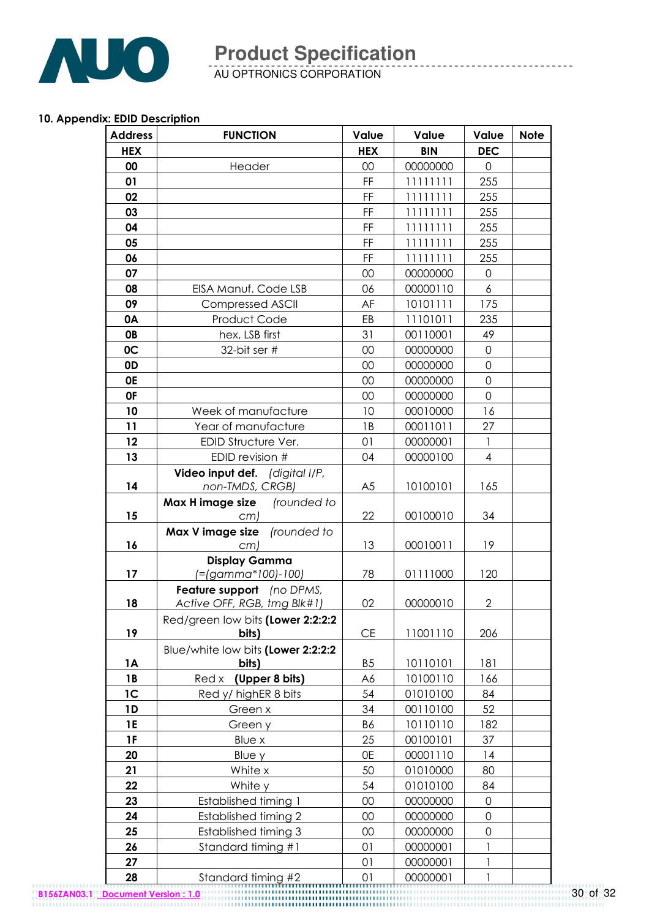## 10. Appendix: EDID Description

| Address | FUNCTION | Value | Value | Value | Note |
|---|---|---|---|---|---|
| HEX | | HEX | BIN | DEC | |
| 00 | Header | 00 | 00000000 | 0 | |
| 01 | | FF | 11111111 | 255 | |
| 02 | | FF | 11111111 | 255 | |
| 03 | | FF | 11111111 | 255 | |
| 04 | | FF | 11111111 | 255 | |
| 05 | | FF | 11111111 | 255 | |
| 06 | | FF | 11111111 | 255 | |
| 07 | | 00 | 00000000 | 0 | |
| 08 | EISA Manuf. Code LSB | 06 | 00000110 | 6 | |
| 09 | Compressed ASCII | AF | 10101111 | 175 | |
| 0A | Product Code | EB | 11101011 | 235 | |
| 0B | hex, LSB first | 31 | 00110001 | 49 | |
| 0C | 32-bit ser # | 00 | 00000000 | 0 | |
| 0D | | 00 | 00000000 | 0 | |
| 0E | | 00 | 00000000 | 0 | |
| 0F | | 00 | 00000000 | 0 | |
| 10 | Week of manufacture | 10 | 00010000 | 16 | |
| 11 | Year of manufacture | 1B | 00011011 | 27 | |
| 12 | EDID Structure Ver. | 01 | 00000001 | 1 | |
| 13 | EDID revision # | 04 | 00000100 | 4 | |
| 14 | **Video input def.** *(digital I/P, non-TMDS, CRGB)* | A5 | 10100101 | 165 | |
| 15 | **Max H image size** *(rounded to cm)* | 22 | 00100010 | 34 | |
| 16 | **Max V image size** *(rounded to cm)* | 13 | 00010011 | 19 | |
| 17 | **Display Gamma** *(=(gamma*100)-100)* | 78 | 01111000 | 120 | |
| 18 | **Feature support** *(no DPMS, Active OFF, RGB, tmg Blk#1)* | 02 | 00000010 | 2 | |
| 19 | Red/green low bits **(Lower 2:2:2:2 bits)** | CE | 11001110 | 206 | |
| 1A | Blue/white low bits **(Lower 2:2:2:2 bits)** | B5 | 10110101 | 181 | |
| 1B | Red x **(Upper 8 bits)** | A6 | 10100110 | 166 | |
| 1C | Red y/ highER 8 bits | 54 | 01010100 | 84 | |
| 1D | Green x | 34 | 00110100 | 52 | |
| 1E | Green y | B6 | 10110110 | 182 | |
| 1F | Blue x | 25 | 00100101 | 37 | |
| 20 | Blue y | 0E | 00001110 | 14 | |
| 21 | White x | 50 | 01010000 | 80 | |
| 22 | White y | 54 | 01010100 | 84 | |
| 23 | Established timing 1 | 00 | 00000000 | 0 | |
| 24 | Established timing 2 | 00 | 00000000 | 0 | |
| 25 | Established timing 3 | 00 | 00000000 | 0 | |
| 26 | Standard timing #1 | 01 | 00000001 | 1 | |
| 27 | | 01 | 00000001 | 1 | |
| 28 | Standard timing #2 | 01 | 00000001 | 1 | |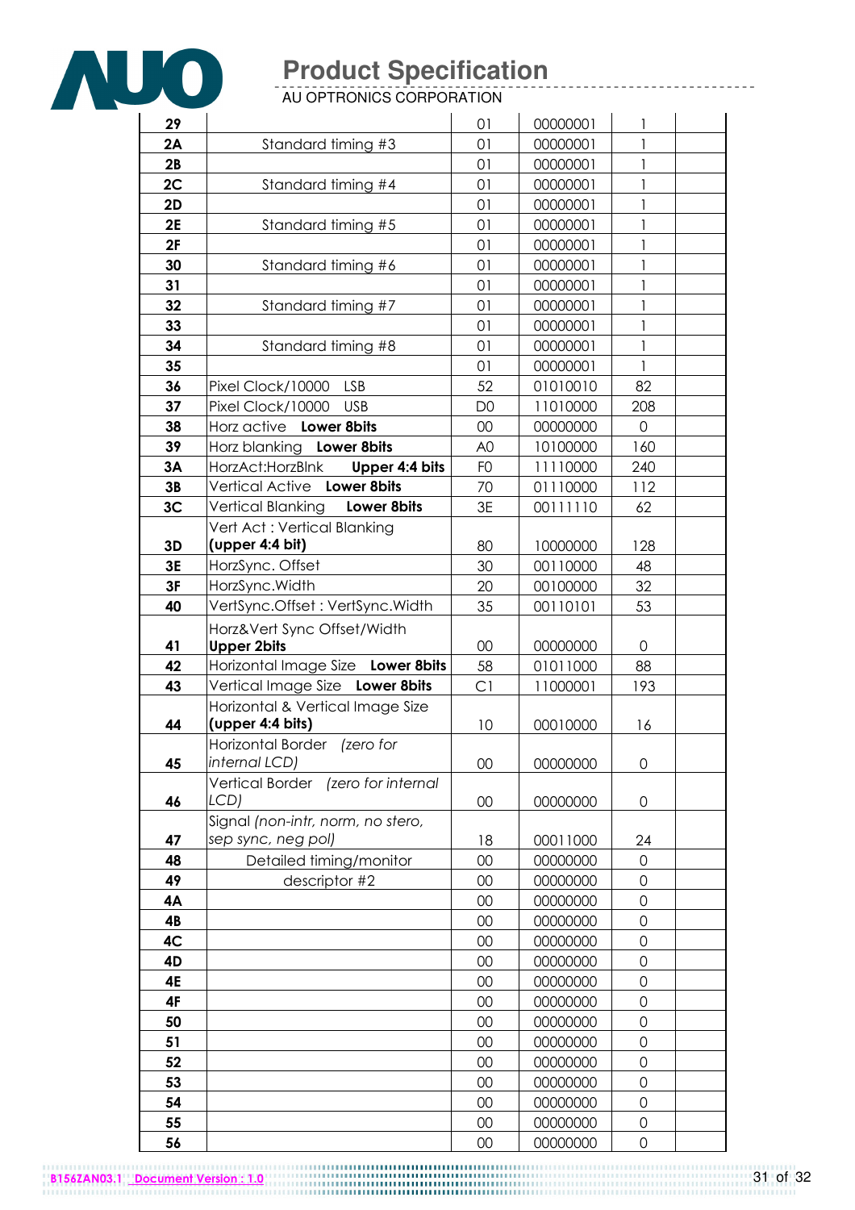| | | | | | |
|---|---|---|---|---|---|
| **29** | | 01 | 00000001 | 1 | |
| **2A** | Standard timing #3 | 01 | 00000001 | 1 | |
| **2B** | | 01 | 00000001 | 1 | |
| **2C** | Standard timing #4 | 01 | 00000001 | 1 | |
| **2D** | | 01 | 00000001 | 1 | |
| **2E** | Standard timing #5 | 01 | 00000001 | 1 | |
| **2F** | | 01 | 00000001 | 1 | |
| **30** | Standard timing #6 | 01 | 00000001 | 1 | |
| **31** | | 01 | 00000001 | 1 | |
| **32** | Standard timing #7 | 01 | 00000001 | 1 | |
| **33** | | 01 | 00000001 | 1 | |
| **34** | Standard timing #8 | 01 | 00000001 | 1 | |
| **35** | | 01 | 00000001 | 1 | |
| **36** | Pixel Clock/10000 LSB | 52 | 01010010 | 82 | |
| **37** | Pixel Clock/10000 USB | D0 | 11010000 | 208 | |
| **38** | Horz active **Lower 8bits** | 00 | 00000000 | 0 | |
| **39** | Horz blanking **Lower 8bits** | A0 | 10100000 | 160 | |
| **3A** | HorzAct:HorzBlnk **Upper 4:4 bits** | F0 | 11110000 | 240 | |
| **3B** | Vertical Active **Lower 8bits** | 70 | 01110000 | 112 | |
| **3C** | Vertical Blanking **Lower 8bits** | 3E | 00111110 | 62 | |
| **3D** | Vert Act : Vertical Blanking **(upper 4:4 bit)** | 80 | 10000000 | 128 | |
| **3E** | HorzSync. Offset | 30 | 00110000 | 48 | |
| **3F** | HorzSync.Width | 20 | 00100000 | 32 | |
| **40** | VertSync.Offset : VertSync.Width | 35 | 00110101 | 53 | |
| **41** | Horz&Vert Sync Offset/Width **Upper 2bits** | 00 | 00000000 | 0 | |
| **42** | Horizontal Image Size **Lower 8bits** | 58 | 01011000 | 88 | |
| **43** | Vertical Image Size **Lower 8bits** | C1 | 11000001 | 193 | |
| **44** | Horizontal & Vertical Image Size **(upper 4:4 bits)** | 10 | 00010000 | 16 | |
| **45** | Horizontal Border *(zero for internal LCD)* | 00 | 00000000 | 0 | |
| **46** | Vertical Border *(zero for internal LCD)* | 00 | 00000000 | 0 | |
| **47** | Signal *(non-intr, norm, no stero, sep sync, neg pol)* | 18 | 00011000 | 24 | |
| **48** | Detailed timing/monitor | 00 | 00000000 | 0 | |
| **49** | descriptor #2 | 00 | 00000000 | 0 | |
| **4A** | | 00 | 00000000 | 0 | |
| **4B** | | 00 | 00000000 | 0 | |
| **4C** | | 00 | 00000000 | 0 | |
| **4D** | | 00 | 00000000 | 0 | |
| **4E** | | 00 | 00000000 | 0 | |
| **4F** | | 00 | 00000000 | 0 | |
| **50** | | 00 | 00000000 | 0 | |
| **51** | | 00 | 00000000 | 0 | |
| **52** | | 00 | 00000000 | 0 | |
| **53** | | 00 | 00000000 | 0 | |
| **54** | | 00 | 00000000 | 0 | |
| **55** | | 00 | 00000000 | 0 | |
| **56** | | 00 | 00000000 | 0 | |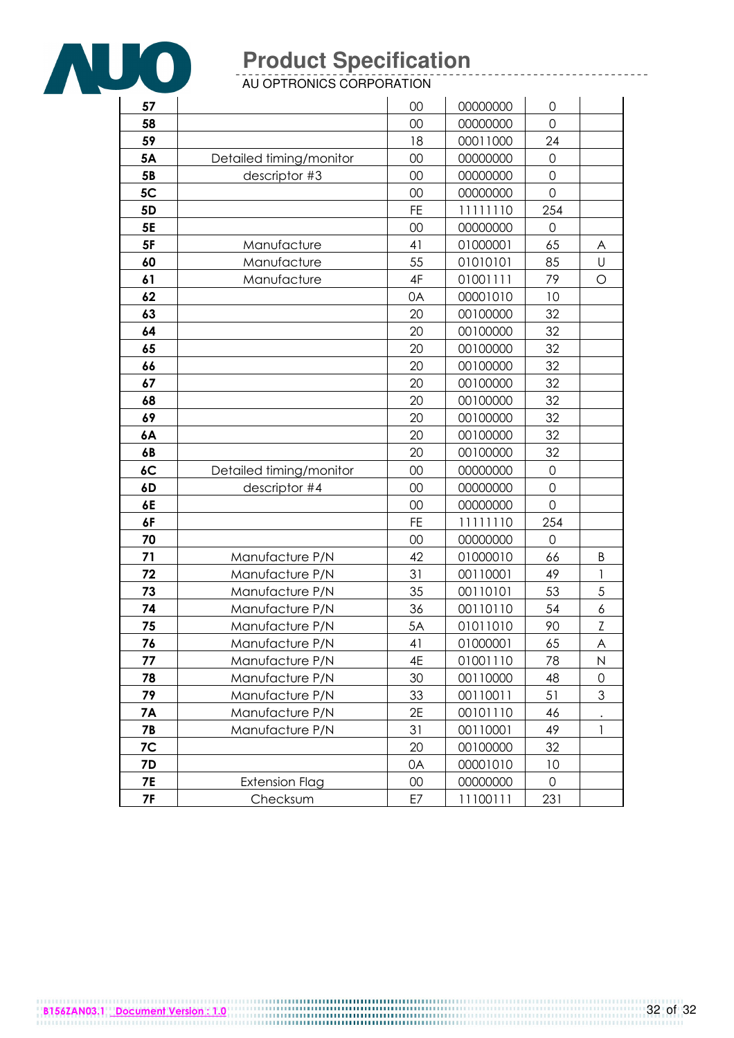| | | | | | |
|---|---|---|---|---|---|
| 57 | | 00 | 00000000 | 0 | |
| 58 | | 00 | 00000000 | 0 | |
| 59 | | 18 | 00011000 | 24 | |
| 5A | Detailed timing/monitor | 00 | 00000000 | 0 | |
| 5B | descriptor #3 | 00 | 00000000 | 0 | |
| 5C | | 00 | 00000000 | 0 | |
| 5D | | FE | 11111110 | 254 | |
| 5E | | 00 | 00000000 | 0 | |
| 5F | Manufacture | 41 | 01000001 | 65 | A |
| 60 | Manufacture | 55 | 01010101 | 85 | U |
| 61 | Manufacture | 4F | 01001111 | 79 | O |
| 62 | | 0A | 00001010 | 10 | |
| 63 | | 20 | 00100000 | 32 | |
| 64 | | 20 | 00100000 | 32 | |
| 65 | | 20 | 00100000 | 32 | |
| 66 | | 20 | 00100000 | 32 | |
| 67 | | 20 | 00100000 | 32 | |
| 68 | | 20 | 00100000 | 32 | |
| 69 | | 20 | 00100000 | 32 | |
| 6A | | 20 | 00100000 | 32 | |
| 6B | | 20 | 00100000 | 32 | |
| 6C | Detailed timing/monitor | 00 | 00000000 | 0 | |
| 6D | descriptor #4 | 00 | 00000000 | 0 | |
| 6E | | 00 | 00000000 | 0 | |
| 6F | | FE | 11111110 | 254 | |
| 70 | | 00 | 00000000 | 0 | |
| 71 | Manufacture P/N | 42 | 01000010 | 66 | B |
| 72 | Manufacture P/N | 31 | 00110001 | 49 | 1 |
| 73 | Manufacture P/N | 35 | 00110101 | 53 | 5 |
| 74 | Manufacture P/N | 36 | 00110110 | 54 | 6 |
| 75 | Manufacture P/N | 5A | 01011010 | 90 | Z |
| 76 | Manufacture P/N | 41 | 01000001 | 65 | A |
| 77 | Manufacture P/N | 4E | 01001110 | 78 | N |
| 78 | Manufacture P/N | 30 | 00110000 | 48 | 0 |
| 79 | Manufacture P/N | 33 | 00110011 | 51 | 3 |
| 7A | Manufacture P/N | 2E | 00101110 | 46 | . |
| 7B | Manufacture P/N | 31 | 00110001 | 49 | 1 |
| 7C | | 20 | 00100000 | 32 | |
| 7D | | 0A | 00001010 | 10 | |
| 7E | Extension Flag | 00 | 00000000 | 0 | |
| 7F | Checksum | E7 | 11100111 | 231 | |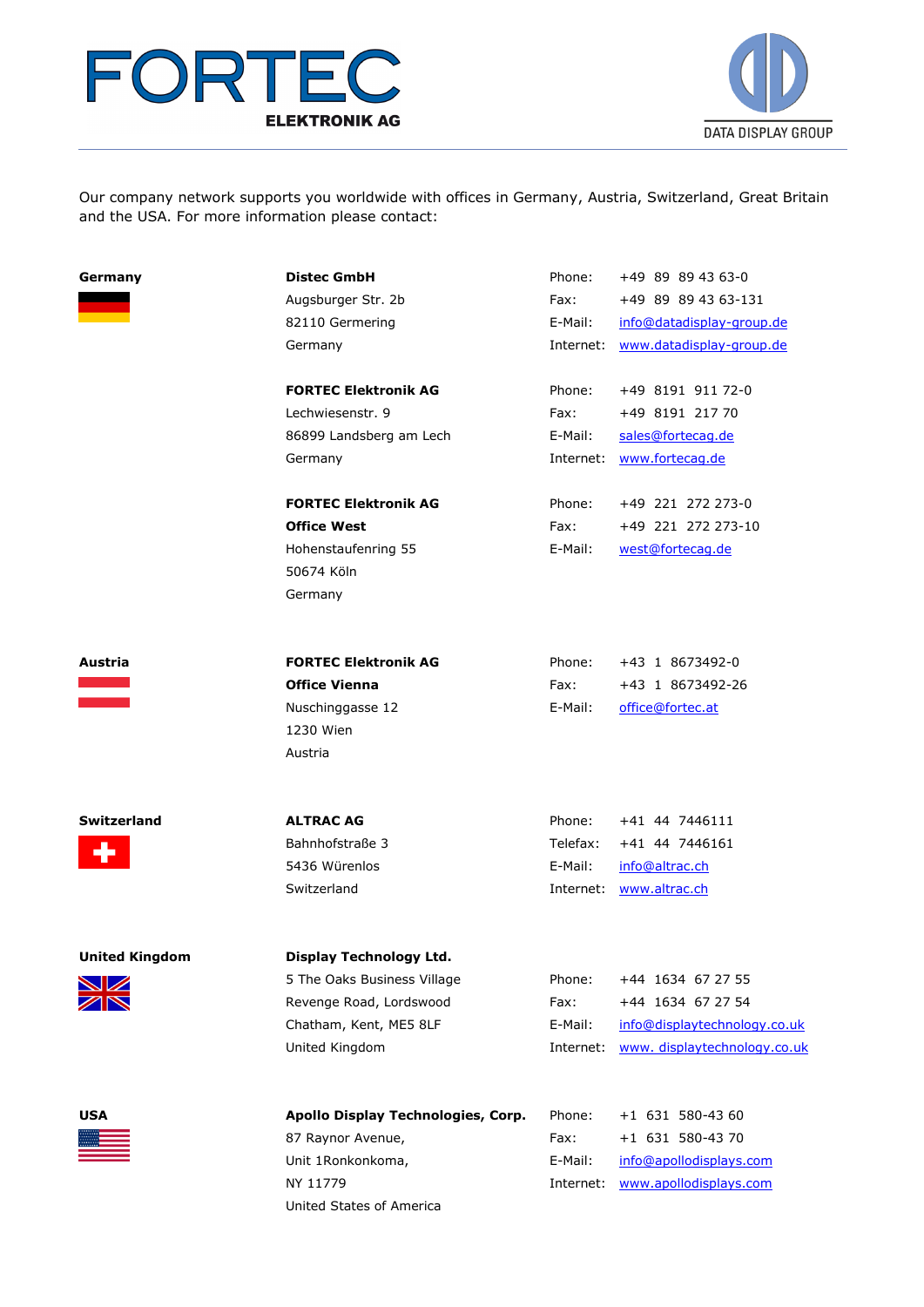**FORTEC**
**ELEKTRONIK AG**

DATA DISPLAY GROUP

Our company network supports you worldwide with offices in Germany, Austria, Switzerland, Great Britain and the USA. For more information please contact:

**Germany**

**Distec GmbH**
Augsburger Str. 2b
82110 Germering
Germany

Phone: +49 89 89 43 63-0
Fax: +49 89 89 43 63-131
E-Mail: info@datadisplay-group.de
Internet: www.datadisplay-group.de

**FORTEC Elektronik AG**
Lechwiesenstr. 9
86899 Landsberg am Lech
Germany

Phone: +49 8191 911 72-0
Fax: +49 8191 217 70
E-Mail: sales@fortecag.de
Internet: www.fortecag.de

**FORTEC Elektronik AG**
**Office West**
Hohenstaufenring 55
50674 Köln
Germany

Phone: +49 221 272 273-0
Fax: +49 221 272 273-10
E-Mail: west@fortecag.de

**Austria**

**FORTEC Elektronik AG**
**Office Vienna**
Nuschinggasse 12
1230 Wien
Austria

Phone: +43 1 8673492-0
Fax: +43 1 8673492-26
E-Mail: office@fortec.at

**Switzerland**

**ALTRAC AG**
Bahnhofstraße 3
5436 Würenlos
Switzerland

Phone: +41 44 7446111
Telefax: +41 44 7446161
E-Mail: info@altrac.ch
Internet: www.altrac.ch

**United Kingdom**

**Display Technology Ltd.**
5 The Oaks Business Village
Revenge Road, Lordswood
Chatham, Kent, ME5 8LF
United Kingdom

Phone: +44 1634 67 27 55
Fax: +44 1634 67 27 54
E-Mail: info@displaytechnology.co.uk
Internet: www. displaytechnology.co.uk

**USA**

**Apollo Display Technologies, Corp.**
87 Raynor Avenue,
Unit 1Ronkonkoma,
NY 11779
United States of America

Phone: +1 631 580-43 60
Fax: +1 631 580-43 70
E-Mail: info@apollodisplays.com
Internet: www.apollodisplays.com